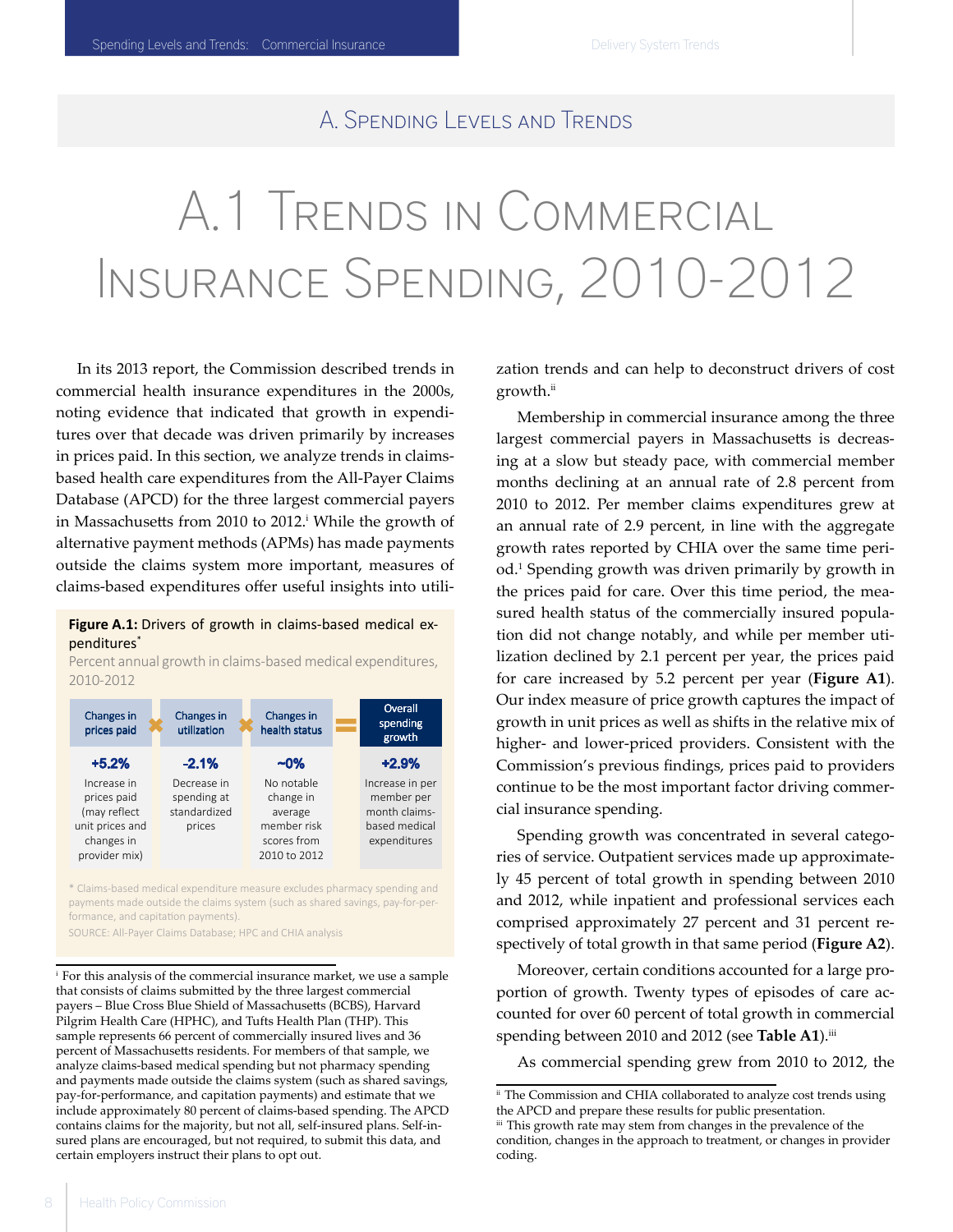# A. Spending Levels and Trends

# A.1 Trends in Commercial Insurance Spending, 2010-2012

In its 2013 report, the Commission described trends in commercial health insurance expenditures in the 2000s, noting evidence that indicated that growth in expenditures over that decade was driven primarily by increases in prices paid. In this section, we analyze trends in claims-based health care expenditures from the All-Payer Claims Database (APCD) for the three largest commercial payers in Massachusetts from 2010 to 2012.[i] While the growth of alternative payment methods (APMs) has made payments outside the claims system more important, measures of claims-based expenditures offer useful insights into utilization trends and can help to deconstruct drivers of cost growth.[ii]

**Figure A.1:** Drivers of growth in claims-based medical expenditures*

Percent annual growth in claims-based medical expenditures, 2010-2012

| Changes in prices paid | × | Changes in utilization | × | Changes in health status | = | Overall spending growth |
|---|---|---|---|---|---|---|
| **+5.2%** | | **-2.1%** | | **~0%** | | **+2.9%** |
| Increase in prices paid (may reflect unit prices and changes in provider mix) | | Decrease in spending at standardized prices | | No notable change in average member risk scores from 2010 to 2012 | | Increase in per member per month claims-based medical expenditures |

\* Claims-based medical expenditure measure excludes pharmacy spending and payments made outside the claims system (such as shared savings, pay-for-performance, and capitation payments).

SOURCE: All-Payer Claims Database; HPC and CHIA analysis

Membership in commercial insurance among the three largest commercial payers in Massachusetts is decreasing at a slow but steady pace, with commercial member months declining at an annual rate of 2.8 percent from 2010 to 2012. Per member claims expenditures grew at an annual rate of 2.9 percent, in line with the aggregate growth rates reported by CHIA over the same time period.[1] Spending growth was driven primarily by growth in the prices paid for care. Over this time period, the measured health status of the commercially insured population did not change notably, and while per member utilization declined by 2.1 percent per year, the prices paid for care increased by 5.2 percent per year (**Figure A1**). Our index measure of price growth captures the impact of growth in unit prices as well as shifts in the relative mix of higher- and lower-priced providers. Consistent with the Commission's previous findings, prices paid to providers continue to be the most important factor driving commercial insurance spending.

Spending growth was concentrated in several categories of service. Outpatient services made up approximately 45 percent of total growth in spending between 2010 and 2012, while inpatient and professional services each comprised approximately 27 percent and 31 percent respectively of total growth in that same period (**Figure A2**).

Moreover, certain conditions accounted for a large proportion of growth. Twenty types of episodes of care accounted for over 60 percent of total growth in commercial spending between 2010 and 2012 (see **Table A1**).[iii]

As commercial spending grew from 2010 to 2012, the

---

[i] For this analysis of the commercial insurance market, we use a sample that consists of claims submitted by the three largest commercial payers – Blue Cross Blue Shield of Massachusetts (BCBS), Harvard Pilgrim Health Care (HPHC), and Tufts Health Plan (THP). This sample represents 66 percent of commercially insured lives and 36 percent of Massachusetts residents. For members of that sample, we analyze claims-based medical spending but not pharmacy spending and payments made outside the claims system (such as shared savings, pay-for-performance, and capitation payments) and estimate that we include approximately 80 percent of claims-based spending. The APCD contains claims for the majority, but not all, self-insured plans. Self-insured plans are encouraged, but not required, to submit this data, and certain employers instruct their plans to opt out.

[ii] The Commission and CHIA collaborated to analyze cost trends using the APCD and prepare these results for public presentation.

[iii] This growth rate may stem from changes in the prevalence of the condition, changes in the approach to treatment, or changes in provider coding.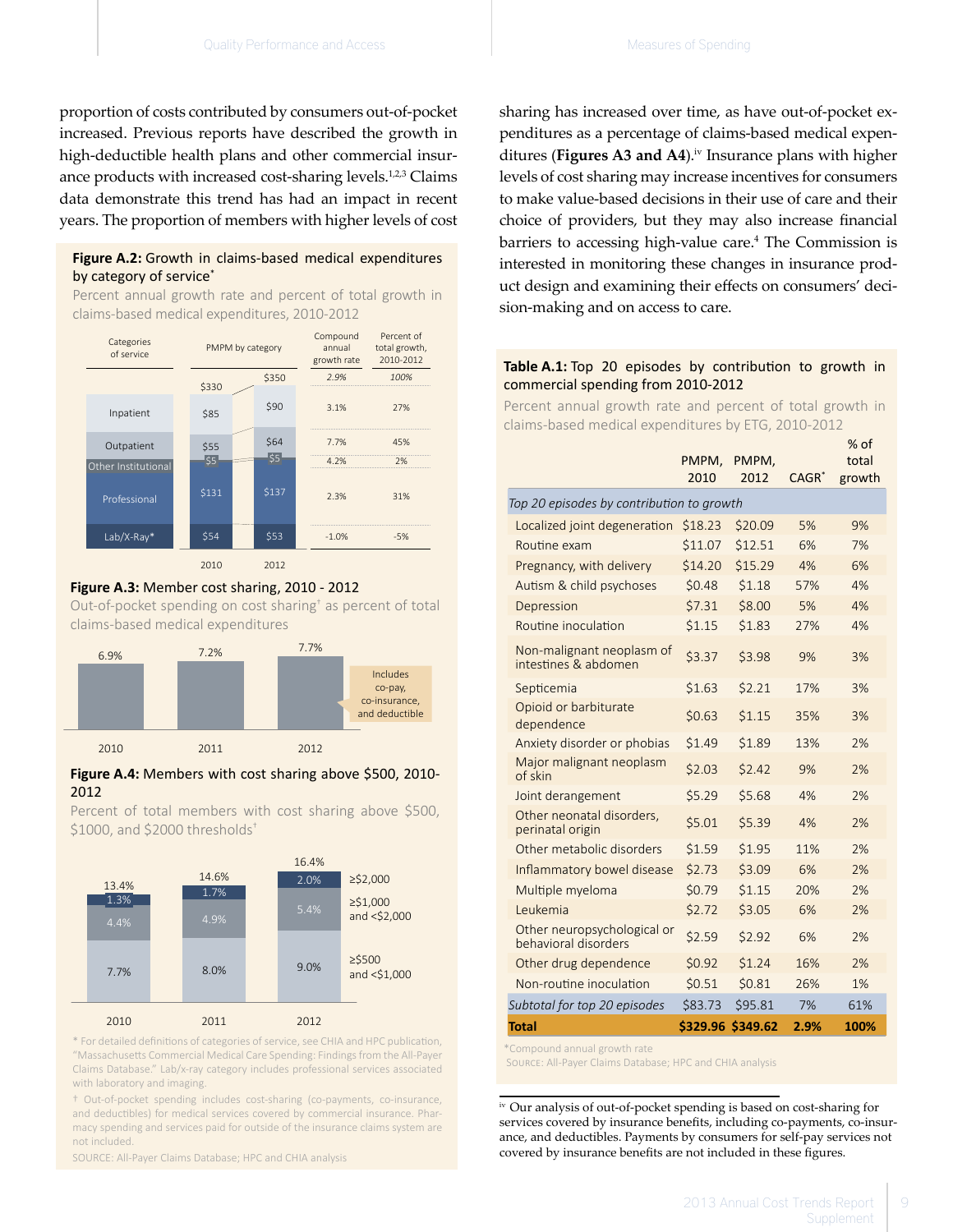proportion of costs contributed by consumers out-of-pocket increased. Previous reports have described the growth in high-deductible health plans and other commercial insurance products with increased cost-sharing levels.[1,2,3] Claims data demonstrate this trend has had an impact in recent years. The proportion of members with higher levels of cost sharing has increased over time, as have out-of-pocket expenditures as a percentage of claims-based medical expenditures (**Figures A3 and A4**).[iv] Insurance plans with higher levels of cost sharing may increase incentives for consumers to make value-based decisions in their use of care and their choice of providers, but they may also increase financial barriers to accessing high-value care.[4] The Commission is interested in monitoring these changes in insurance product design and examining their effects on consumers' decision-making and on access to care.

**Figure A.2:** Growth in claims-based medical expenditures by category of service*

Percent annual growth rate and percent of total growth in claims-based medical expenditures, 2010-2012

| Categories of service | PMPM by category 2010 | PMPM by category 2012 | Compound annual growth rate | Percent of total growth, 2010-2012 |
|---|---|---|---|---|
| Total | $330 | $350 | 2.9% | 100% |
| Inpatient | $85 | $90 | 3.1% | 27% |
| Outpatient | $55 | $64 | 7.7% | 45% |
| Other Institutional | $5 | $5 | 4.2% | 2% |
| Professional | $131 | $137 | 2.3% | 31% |
| Lab/X-Ray* | $54 | $53 | -1.0% | -5% |

**Figure A.3:** Member cost sharing, 2010 - 2012

Out-of-pocket spending on cost sharing† as percent of total claims-based medical expenditures

| 2010 | 2011 | 2012 |
|---|---|---|
| 6.9% | 7.2% | 7.7% |

Includes co-pay, co-insurance, and deductible

**Figure A.4:** Members with cost sharing above $500, 2010-2012

Percent of total members with cost sharing above $500, $1000, and $2000 thresholds†

| Threshold | 2010 | 2011 | 2012 |
|---|---|---|---|
| ≥$2,000 | 1.3% | 1.7% | 2.0% |
| ≥$1,000 and <$2,000 | 4.4% | 4.9% | 5.4% |
| ≥$500 and <$1,000 | 7.7% | 8.0% | 9.0% |
| Total | 13.4% | 14.6% | 16.4% |

* For detailed definitions of categories of service, see CHIA and HPC publication, "Massachusetts Commercial Medical Care Spending: Findings from the All-Payer Claims Database." Lab/x-ray category includes professional services associated with laboratory and imaging.

† Out-of-pocket spending includes cost-sharing (co-payments, co-insurance, and deductibles) for medical services covered by commercial insurance. Pharmacy spending and services paid for outside of the insurance claims system are not included.

SOURCE: All-Payer Claims Database; HPC and CHIA analysis

**Table A.1:** Top 20 episodes by contribution to growth in commercial spending from 2010-2012

Percent annual growth rate and percent of total growth in claims-based medical expenditures by ETG, 2010-2012

| | PMPM, 2010 | PMPM, 2012 | CAGR* | % of total growth |
|---|---|---|---|---|
| *Top 20 episodes by contribution to growth* | | | | |
| Localized joint degeneration | $18.23 | $20.09 | 5% | 9% |
| Routine exam | $11.07 | $12.51 | 6% | 7% |
| Pregnancy, with delivery | $14.20 | $15.29 | 4% | 6% |
| Autism & child psychoses | $0.48 | $1.18 | 57% | 4% |
| Depression | $7.31 | $8.00 | 5% | 4% |
| Routine inoculation | $1.15 | $1.83 | 27% | 4% |
| Non-malignant neoplasm of intestines & abdomen | $3.37 | $3.98 | 9% | 3% |
| Septicemia | $1.63 | $2.21 | 17% | 3% |
| Opioid or barbiturate dependence | $0.63 | $1.15 | 35% | 3% |
| Anxiety disorder or phobias | $1.49 | $1.89 | 13% | 2% |
| Major malignant neoplasm of skin | $2.03 | $2.42 | 9% | 2% |
| Joint derangement | $5.29 | $5.68 | 4% | 2% |
| Other neonatal disorders, perinatal origin | $5.01 | $5.39 | 4% | 2% |
| Other metabolic disorders | $1.59 | $1.95 | 11% | 2% |
| Inflammatory bowel disease | $2.73 | $3.09 | 6% | 2% |
| Multiple myeloma | $0.79 | $1.15 | 20% | 2% |
| Leukemia | $2.72 | $3.05 | 6% | 2% |
| Other neuropsychological or behavioral disorders | $2.59 | $2.92 | 6% | 2% |
| Other drug dependence | $0.92 | $1.24 | 16% | 2% |
| Non-routine inoculation | $0.51 | $0.81 | 26% | 1% |
| *Subtotal for top 20 episodes* | $83.73 | $95.81 | 7% | 61% |
| **Total** | **$329.96** | **$349.62** | **2.9%** | **100%** |

*Compound annual growth rate

SOURCE: All-Payer Claims Database; HPC and CHIA analysis

[iv] Our analysis of out-of-pocket spending is based on cost-sharing for services covered by insurance benefits, including co-payments, co-insurance, and deductibles. Payments by consumers for self-pay services not covered by insurance benefits are not included in these figures.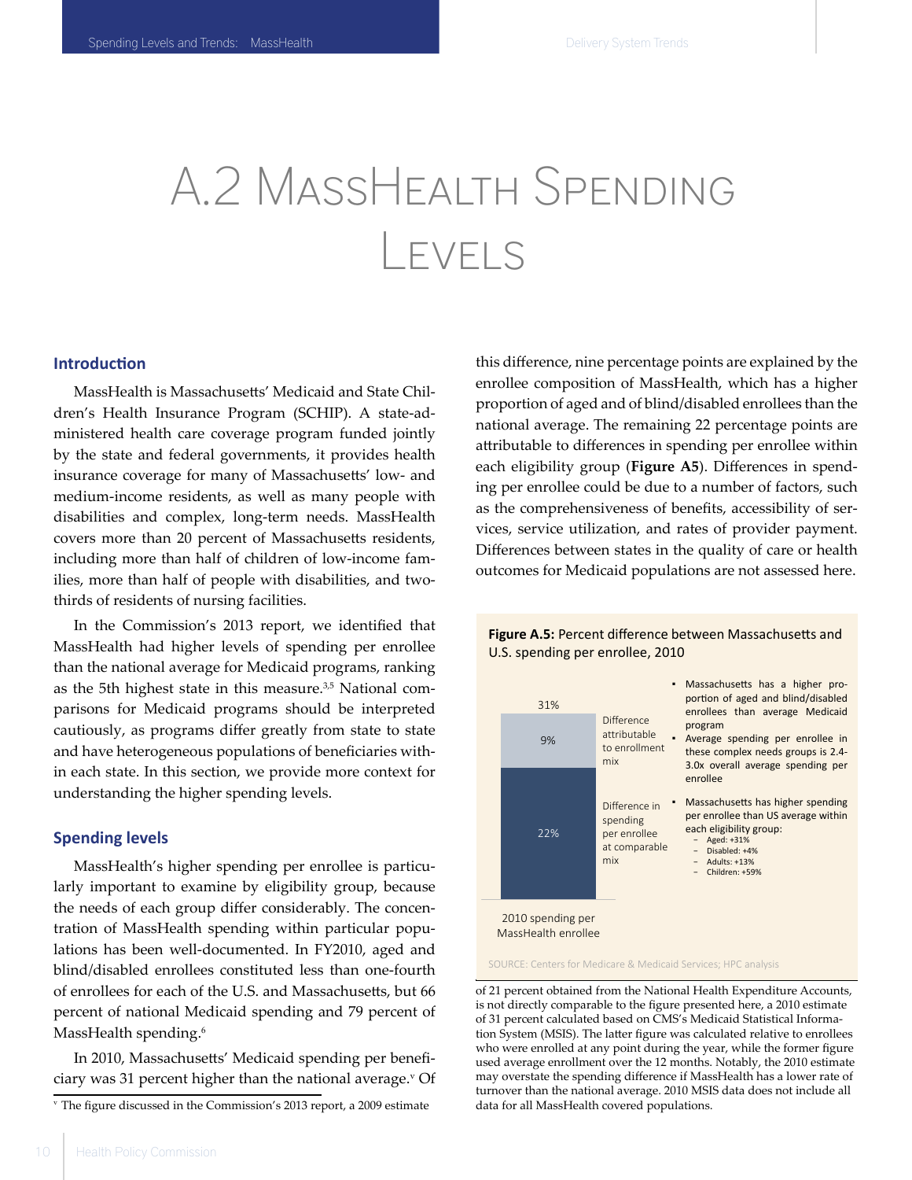# A.2 MassHealth Spending Levels

## Introduction

MassHealth is Massachusetts' Medicaid and State Children's Health Insurance Program (SCHIP). A state-administered health care coverage program funded jointly by the state and federal governments, it provides health insurance coverage for many of Massachusetts' low- and medium-income residents, as well as many people with disabilities and complex, long-term needs. MassHealth covers more than 20 percent of Massachusetts residents, including more than half of children of low-income families, more than half of people with disabilities, and two-thirds of residents of nursing facilities.

In the Commission's 2013 report, we identified that MassHealth had higher levels of spending per enrollee than the national average for Medicaid programs, ranking as the 5th highest state in this measure.[3,5] National comparisons for Medicaid programs should be interpreted cautiously, as programs differ greatly from state to state and have heterogeneous populations of beneficiaries within each state. In this section, we provide more context for understanding the higher spending levels.

## Spending levels

MassHealth's higher spending per enrollee is particularly important to examine by eligibility group, because the needs of each group differ considerably. The concentration of MassHealth spending within particular populations has been well-documented. In FY2010, aged and blind/disabled enrollees constituted less than one-fourth of enrollees for each of the U.S. and Massachusetts, but 66 percent of national Medicaid spending and 79 percent of MassHealth spending.[6]

In 2010, Massachusetts' Medicaid spending per beneficiary was 31 percent higher than the national average.[v] Of this difference, nine percentage points are explained by the enrollee composition of MassHealth, which has a higher proportion of aged and of blind/disabled enrollees than the national average. The remaining 22 percentage points are attributable to differences in spending per enrollee within each eligibility group (**Figure A5**). Differences in spending per enrollee could be due to a number of factors, such as the comprehensiveness of benefits, accessibility of services, service utilization, and rates of provider payment. Differences between states in the quality of care or health outcomes for Medicaid populations are not assessed here.

**Figure A.5:** Percent difference between Massachusetts and U.S. spending per enrollee, 2010

| 2010 spending per MassHealth enrollee (total: 31%) | Component | Notes |
|---|---|---|
| 9% | Difference attributable to enrollment mix | Massachusetts has a higher proportion of aged and blind/disabled enrollees than average Medicaid program; Average spending per enrollee in these complex needs groups is 2.4-3.0x overall average spending per enrollee |
| 22% | Difference in spending per enrollee at comparable mix | Massachusetts has higher spending per enrollee than US average within each eligibility group: Aged: +31%; Disabled: +4%; Adults: +13%; Children: +59% |

SOURCE: Centers for Medicare & Medicaid Services; HPC analysis

[v] The figure discussed in the Commission's 2013 report, a 2009 estimate of 21 percent obtained from the National Health Expenditure Accounts, is not directly comparable to the figure presented here, a 2010 estimate of 31 percent calculated based on CMS's Medicaid Statistical Information System (MSIS). The latter figure was calculated relative to enrollees who were enrolled at any point during the year, while the former figure used average enrollment over the 12 months. Notably, the 2010 estimate may overstate the spending difference if MassHealth has a lower rate of turnover than the national average. 2010 MSIS data does not include all data for all MassHealth covered populations.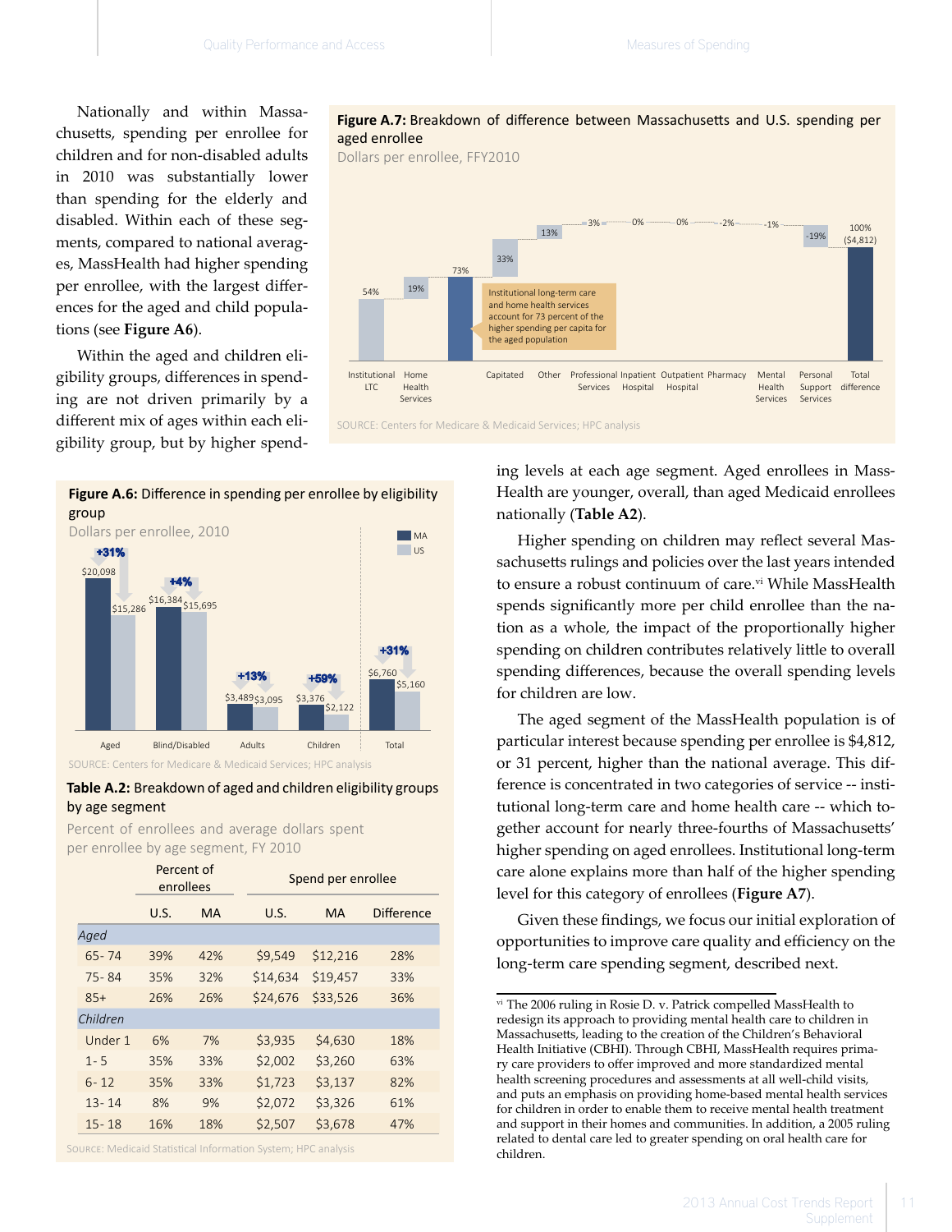Nationally and within Massachusetts, spending per enrollee for children and for non-disabled adults in 2010 was substantially lower than spending for the elderly and disabled. Within each of these segments, compared to national averages, MassHealth had higher spending per enrollee, with the largest differences for the aged and child populations (see **Figure A6**).

Within the aged and children eligibility groups, differences in spending are not driven primarily by a different mix of ages within each eligibility group, but by higher spending levels at each age segment. Aged enrollees in MassHealth are younger, overall, than aged Medicaid enrollees nationally (**Table A2**).

**Figure A.7:** Breakdown of difference between Massachusetts and U.S. spending per aged enrollee

Dollars per enrollee, FFY2010

| Category | Share of difference |
|---|---|
| Institutional LTC | 54% |
| Home Health Services | 19% |
| (Subtotal) | 73% |
| Capitated | 33% |
| Other | 13% |
| Professional Services | 3% |
| Inpatient Hospital | 0% |
| Outpatient Hospital | 0% |
| Pharmacy | -2% |
| Mental Health Services | -1% |
| Personal Support Services | -19% |
| Total difference | 100% ($4,812) |

Institutional long-term care and home health services account for 73 percent of the higher spending per capita for the aged population

SOURCE: Centers for Medicare & Medicaid Services; HPC analysis

**Figure A.6:** Difference in spending per enrollee by eligibility group

Dollars per enrollee, 2010

| Eligibility group | MA | US | Difference |
|---|---|---|---|
| Aged | $20,098 | $15,286 | +31% |
| Blind/Disabled | $16,384 | $15,695 | +4% |
| Adults | $3,489 | $3,095 | +13% |
| Children | $3,376 | $2,122 | +59% |
| Total | $6,760 | $5,160 | +31% |

SOURCE: Centers for Medicare & Medicaid Services; HPC analysis

**Table A.2:** Breakdown of aged and children eligibility groups by age segment

Percent of enrollees and average dollars spent per enrollee by age segment, FY 2010

| | Percent of enrollees | | Spend per enrollee | | |
|---|---|---|---|---|---|
| | U.S. | MA | U.S. | MA | Difference |
| *Aged* | | | | | |
| 65- 74 | 39% | 42% | $9,549 | $12,216 | 28% |
| 75- 84 | 35% | 32% | $14,634 | $19,457 | 33% |
| 85+ | 26% | 26% | $24,676 | $33,526 | 36% |
| *Children* | | | | | |
| Under 1 | 6% | 7% | $3,935 | $4,630 | 18% |
| 1- 5 | 35% | 33% | $2,002 | $3,260 | 63% |
| 6- 12 | 35% | 33% | $1,723 | $3,137 | 82% |
| 13- 14 | 8% | 9% | $2,072 | $3,326 | 61% |
| 15- 18 | 16% | 18% | $2,507 | $3,678 | 47% |

SOURCE: Medicaid Statistical Information System; HPC analysis

Higher spending on children may reflect several Massachusetts rulings and policies over the last years intended to ensure a robust continuum of care.[vi] While MassHealth spends significantly more per child enrollee than the nation as a whole, the impact of the proportionally higher spending on children contributes relatively little to overall spending differences, because the overall spending levels for children are low.

The aged segment of the MassHealth population is of particular interest because spending per enrollee is $4,812, or 31 percent, higher than the national average. This difference is concentrated in two categories of service -- institutional long-term care and home health care -- which together account for nearly three-fourths of Massachusetts' higher spending on aged enrollees. Institutional long-term care alone explains more than half of the higher spending level for this category of enrollees (**Figure A7**).

Given these findings, we focus our initial exploration of opportunities to improve care quality and efficiency on the long-term care spending segment, described next.

---

[vi] The 2006 ruling in Rosie D. v. Patrick compelled MassHealth to redesign its approach to providing mental health care to children in Massachusetts, leading to the creation of the Children's Behavioral Health Initiative (CBHI). Through CBHI, MassHealth requires primary care providers to offer improved and more standardized mental health screening procedures and assessments at all well-child visits, and puts an emphasis on providing home-based mental health services for children in order to enable them to receive mental health treatment and support in their homes and communities. In addition, a 2005 ruling related to dental care led to greater spending on oral health care for children.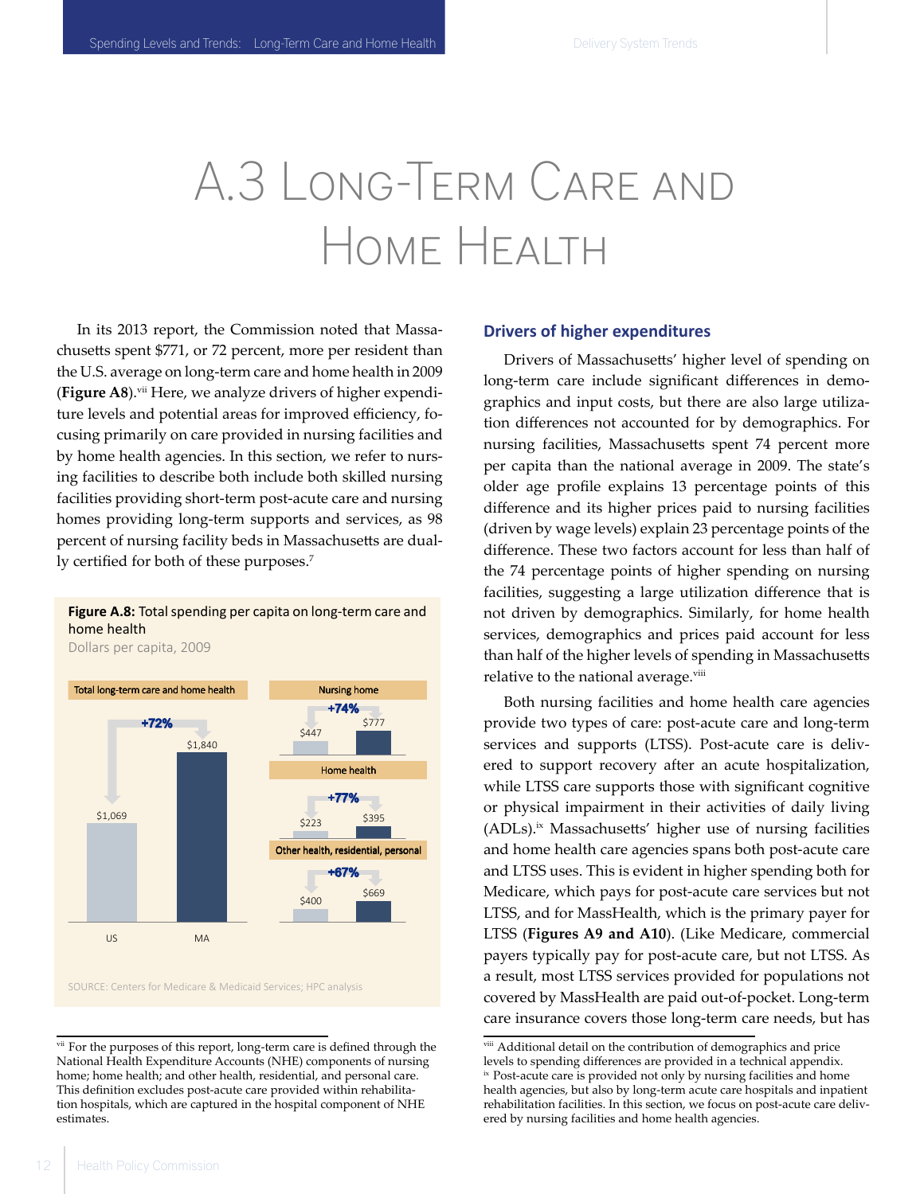# A.3 Long-Term Care and Home Health

In its 2013 report, the Commission noted that Massachusetts spent $771, or 72 percent, more per resident than the U.S. average on long-term care and home health in 2009 (**Figure A8**).[vii] Here, we analyze drivers of higher expenditure levels and potential areas for improved efficiency, focusing primarily on care provided in nursing facilities and by home health agencies. In this section, we refer to nursing facilities to describe both include both skilled nursing facilities providing short-term post-acute care and nursing homes providing long-term supports and services, as 98 percent of nursing facility beds in Massachusetts are dually certified for both of these purposes.[7]

**Figure A.8:** Total spending per capita on long-term care and home health

Dollars per capita, 2009

| Category | US | MA | Difference |
|---|---|---|---|
| Total long-term care and home health | $1,069 | $1,840 | +72% |
| Nursing home | $447 | $777 | +74% |
| Home health | $223 | $395 | +77% |
| Other health, residential, personal | $400 | $669 | +67% |

SOURCE: Centers for Medicare & Medicaid Services; HPC analysis

## Drivers of higher expenditures

Drivers of Massachusetts' higher level of spending on long-term care include significant differences in demographics and input costs, but there are also large utilization differences not accounted for by demographics. For nursing facilities, Massachusetts spent 74 percent more per capita than the national average in 2009. The state's older age profile explains 13 percentage points of this difference and its higher prices paid to nursing facilities (driven by wage levels) explain 23 percentage points of the difference. These two factors account for less than half of the 74 percentage points of higher spending on nursing facilities, suggesting a large utilization difference that is not driven by demographics. Similarly, for home health services, demographics and prices paid account for less than half of the higher levels of spending in Massachusetts relative to the national average.[viii]

Both nursing facilities and home health care agencies provide two types of care: post-acute care and long-term services and supports (LTSS). Post-acute care is delivered to support recovery after an acute hospitalization, while LTSS care supports those with significant cognitive or physical impairment in their activities of daily living (ADLs).[ix] Massachusetts' higher use of nursing facilities and home health care agencies spans both post-acute care and LTSS uses. This is evident in higher spending both for Medicare, which pays for post-acute care services but not LTSS, and for MassHealth, which is the primary payer for LTSS (**Figures A9 and A10**). (Like Medicare, commercial payers typically pay for post-acute care, but not LTSS. As a result, most LTSS services provided for populations not covered by MassHealth are paid out-of-pocket. Long-term care insurance covers those long-term care needs, but has

---

[vii] For the purposes of this report, long-term care is defined through the National Health Expenditure Accounts (NHE) components of nursing home; home health; and other health, residential, and personal care. This definition excludes post-acute care provided within rehabilitation hospitals, which are captured in the hospital component of NHE estimates.

[viii] Additional detail on the contribution of demographics and price levels to spending differences are provided in a technical appendix.

[ix] Post-acute care is provided not only by nursing facilities and home health agencies, but also by long-term acute care hospitals and inpatient rehabilitation facilities. In this section, we focus on post-acute care delivered by nursing facilities and home health agencies.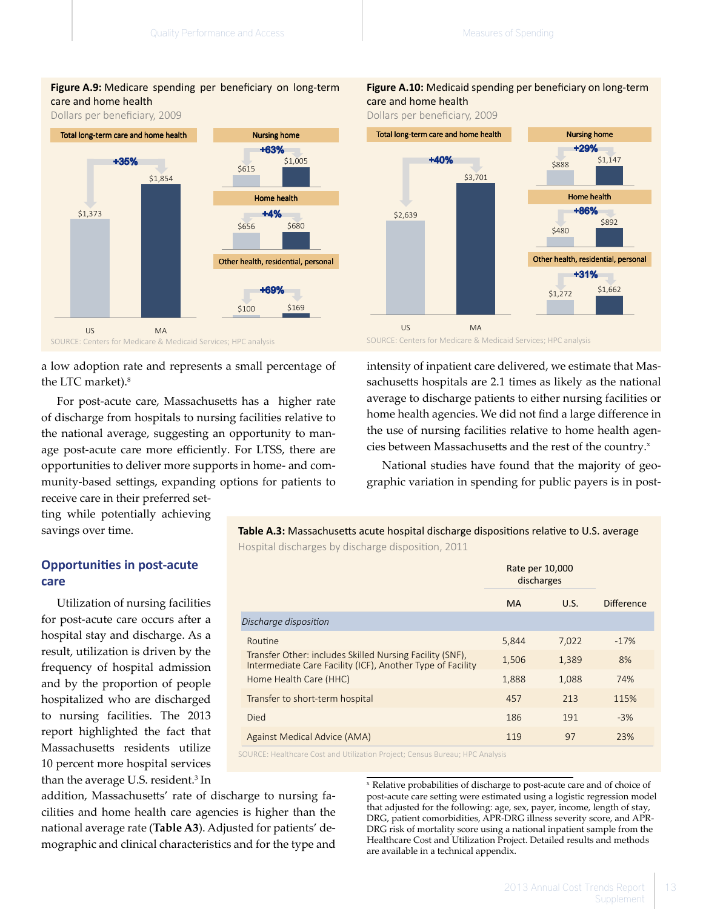**Figure A.9:** Medicare spending per beneficiary on long-term care and home health

Dollars per beneficiary, 2009

| Category | US | MA | Difference |
|---|---|---|---|
| Total long-term care and home health | $1,373 | $1,854 | +35% |
| Nursing home | $615 | $1,005 | +63% |
| Home health | $656 | $680 | +4% |
| Other health, residential, personal | $100 | $169 | +69% |

SOURCE: Centers for Medicare & Medicaid Services; HPC analysis

**Figure A.10:** Medicaid spending per beneficiary on long-term care and home health

Dollars per beneficiary, 2009

| Category | US | MA | Difference |
|---|---|---|---|
| Total long-term care and home health | $2,639 | $3,701 | +40% |
| Nursing home | $888 | $1,147 | +29% |
| Home health | $480 | $892 | +86% |
| Other health, residential, personal | $1,272 | $1,662 | +31% |

SOURCE: Centers for Medicare & Medicaid Services; HPC analysis

a low adoption rate and represents a small percentage of the LTC market).[8]

For post-acute care, Massachusetts has a higher rate of discharge from hospitals to nursing facilities relative to the national average, suggesting an opportunity to manage post-acute care more efficiently. For LTSS, there are opportunities to deliver more supports in home- and community-based settings, expanding options for patients to receive care in their preferred setting while potentially achieving savings over time.

### Opportunities in post-acute care

Utilization of nursing facilities for post-acute care occurs after a hospital stay and discharge. As a result, utilization is driven by the frequency of hospital admission and by the proportion of people hospitalized who are discharged to nursing facilities. The 2013 report highlighted the fact that Massachusetts residents utilize 10 percent more hospital services than the average U.S. resident.[3] In addition, Massachusetts' rate of discharge to nursing facilities and home health care agencies is higher than the national average rate (**Table A3**). Adjusted for patients' demographic and clinical characteristics and for the type and intensity of inpatient care delivered, we estimate that Massachusetts hospitals are 2.1 times as likely as the national average to discharge patients to either nursing facilities or home health agencies. We did not find a large difference in the use of nursing facilities relative to home health agencies between Massachusetts and the rest of the country.[x]

National studies have found that the majority of geographic variation in spending for public payers is in post-

**Table A.3:** Massachusetts acute hospital discharge dispositions relative to U.S. average

Hospital discharges by discharge disposition, 2011

| | Rate per 10,000 discharges | | |
|---|---|---|---|
| | MA | U.S. | Difference |
| *Discharge disposition* | | | |
| Routine | 5,844 | 7,022 | -17% |
| Transfer Other: includes Skilled Nursing Facility (SNF), Intermediate Care Facility (ICF), Another Type of Facility | 1,506 | 1,389 | 8% |
| Home Health Care (HHC) | 1,888 | 1,088 | 74% |
| Transfer to short-term hospital | 457 | 213 | 115% |
| Died | 186 | 191 | -3% |
| Against Medical Advice (AMA) | 119 | 97 | 23% |

SOURCE: Healthcare Cost and Utilization Project; Census Bureau; HPC Analysis

[x] Relative probabilities of discharge to post-acute care and of choice of post-acute care setting were estimated using a logistic regression model that adjusted for the following: age, sex, payer, income, length of stay, DRG, patient comorbidities, APR-DRG illness severity score, and APR-DRG risk of mortality score using a national inpatient sample from the Healthcare Cost and Utilization Project. Detailed results and methods are available in a technical appendix.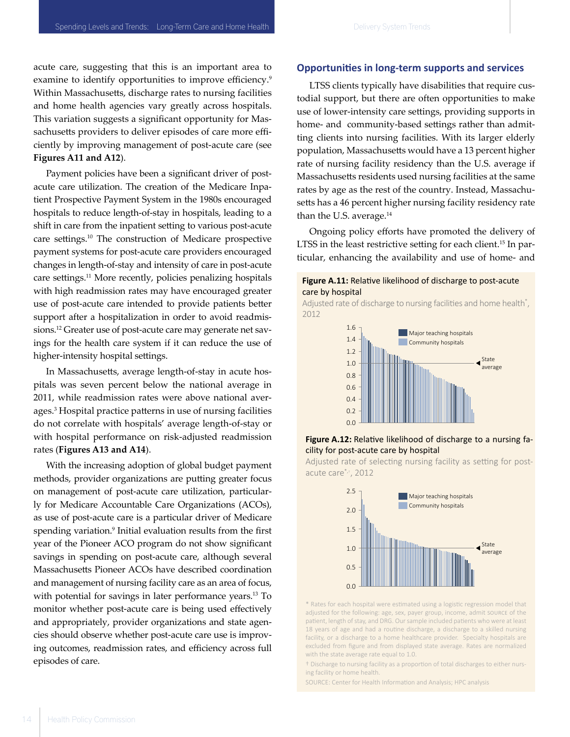acute care, suggesting that this is an important area to examine to identify opportunities to improve efficiency.[9] Within Massachusetts, discharge rates to nursing facilities and home health agencies vary greatly across hospitals. This variation suggests a significant opportunity for Massachusetts providers to deliver episodes of care more efficiently by improving management of post-acute care (see **Figures A11 and A12**).

Payment policies have been a significant driver of post-acute care utilization. The creation of the Medicare Inpatient Prospective Payment System in the 1980s encouraged hospitals to reduce length-of-stay in hospitals, leading to a shift in care from the inpatient setting to various post-acute care settings.[10] The construction of Medicare prospective payment systems for post-acute care providers encouraged changes in length-of-stay and intensity of care in post-acute care settings.[11] More recently, policies penalizing hospitals with high readmission rates may have encouraged greater use of post-acute care intended to provide patients better support after a hospitalization in order to avoid readmissions.[12] Greater use of post-acute care may generate net savings for the health care system if it can reduce the use of higher-intensity hospital settings.

In Massachusetts, average length-of-stay in acute hospitals was seven percent below the national average in 2011, while readmission rates were above national averages.[3] Hospital practice patterns in use of nursing facilities do not correlate with hospitals' average length-of-stay or with hospital performance on risk-adjusted readmission rates (**Figures A13 and A14**).

With the increasing adoption of global budget payment methods, provider organizations are putting greater focus on management of post-acute care utilization, particularly for Medicare Accountable Care Organizations (ACOs), as use of post-acute care is a particular driver of Medicare spending variation.[9] Initial evaluation results from the first year of the Pioneer ACO program do not show significant savings in spending on post-acute care, although several Massachusetts Pioneer ACOs have described coordination and management of nursing facility care as an area of focus, with potential for savings in later performance years.[13] To monitor whether post-acute care is being used effectively and appropriately, provider organizations and state agencies should observe whether post-acute care use is improving outcomes, readmission rates, and efficiency across full episodes of care.

## Opportunities in long-term supports and services

LTSS clients typically have disabilities that require custodial support, but there are often opportunities to make use of lower-intensity care settings, providing supports in home- and community-based settings rather than admitting clients into nursing facilities. With its larger elderly population, Massachusetts would have a 13 percent higher rate of nursing facility residency than the U.S. average if Massachusetts residents used nursing facilities at the same rates by age as the rest of the country. Instead, Massachusetts has a 46 percent higher nursing facility residency rate than the U.S. average.[14]

Ongoing policy efforts have promoted the delivery of LTSS in the least restrictive setting for each client.[15] In particular, enhancing the availability and use of home- and

**Figure A.11:** Relative likelihood of discharge to post-acute care by hospital

Adjusted rate of discharge to nursing facilities and home health*, 2012

**Figure A.12:** Relative likelihood of discharge to a nursing facility for post-acute care by hospital

Adjusted rate of selecting nursing facility as setting for post-acute care*,†, 2012

\* Rates for each hospital were estimated using a logistic regression model that adjusted for the following: age, sex, payer group, income, admit source of the patient, length of stay, and DRG. Our sample included patients who were at least 18 years of age and had a routine discharge, a discharge to a skilled nursing facility, or a discharge to a home healthcare provider. Specialty hospitals are excluded from figure and from displayed state average. Rates are normalized with the state average rate equal to 1.0.

† Discharge to nursing facility as a proportion of total discharges to either nursing facility or home health.

SOURCE: Center for Health Information and Analysis; HPC analysis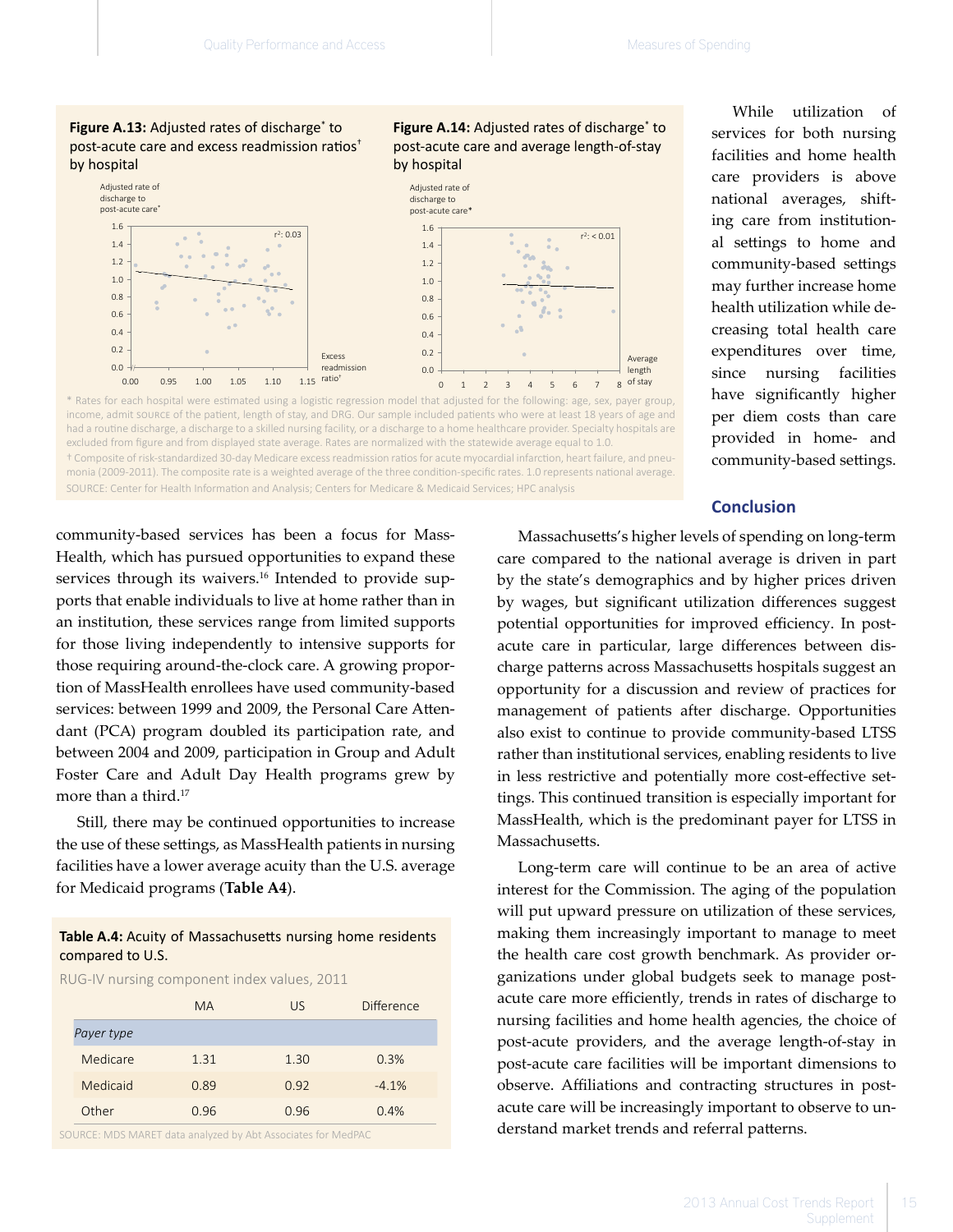**Figure A.13:** Adjusted rates of discharge* to post-acute care and excess readmission ratios† by hospital

**Figure A.14:** Adjusted rates of discharge* to post-acute care and average length-of-stay by hospital

\* Rates for each hospital were estimated using a logistic regression model that adjusted for the following: age, sex, payer group, income, admit source of the patient, length of stay, and DRG. Our sample included patients who were at least 18 years of age and had a routine discharge, a discharge to a skilled nursing facility, or a discharge to a home healthcare provider. Specialty hospitals are excluded from figure and from displayed state average. Rates are normalized with the statewide average equal to 1.0.

† Composite of risk-standardized 30-day Medicare excess readmission ratios for acute myocardial infarction, heart failure, and pneumonia (2009-2011). The composite rate is a weighted average of the three condition-specific rates. 1.0 represents national average.

SOURCE: Center for Health Information and Analysis; Centers for Medicare & Medicaid Services; HPC analysis

While utilization of services for both nursing facilities and home health care providers is above national averages, shifting care from institutional settings to home and community-based settings may further increase home health utilization while decreasing total health care expenditures over time, since nursing facilities have significantly higher per diem costs than care provided in home- and community-based settings.

community-based services has been a focus for MassHealth, which has pursued opportunities to expand these services through its waivers.[16] Intended to provide supports that enable individuals to live at home rather than in an institution, these services range from limited supports for those living independently to intensive supports for those requiring around-the-clock care. A growing proportion of MassHealth enrollees have used community-based services: between 1999 and 2009, the Personal Care Attendant (PCA) program doubled its participation rate, and between 2004 and 2009, participation in Group and Adult Foster Care and Adult Day Health programs grew by more than a third.[17]

Still, there may be continued opportunities to increase the use of these settings, as MassHealth patients in nursing facilities have a lower average acuity than the U.S. average for Medicaid programs (**Table A4**).

**Table A.4:** Acuity of Massachusetts nursing home residents compared to U.S.

RUG-IV nursing component index values, 2011

| | MA | US | Difference |
|---|---|---|---|
| *Payer type* | | | |
| Medicare | 1.31 | 1.30 | 0.3% |
| Medicaid | 0.89 | 0.92 | -4.1% |
| Other | 0.96 | 0.96 | 0.4% |

SOURCE: MDS MARET data analyzed by Abt Associates for MedPAC

## Conclusion

Massachusetts's higher levels of spending on long-term care compared to the national average is driven in part by the state's demographics and by higher prices driven by wages, but significant utilization differences suggest potential opportunities for improved efficiency. In post-acute care in particular, large differences between discharge patterns across Massachusetts hospitals suggest an opportunity for a discussion and review of practices for management of patients after discharge. Opportunities also exist to continue to provide community-based LTSS rather than institutional services, enabling residents to live in less restrictive and potentially more cost-effective settings. This continued transition is especially important for MassHealth, which is the predominant payer for LTSS in Massachusetts.

Long-term care will continue to be an area of active interest for the Commission. The aging of the population will put upward pressure on utilization of these services, making them increasingly important to manage to meet the health care cost growth benchmark. As provider organizations under global budgets seek to manage post-acute care more efficiently, trends in rates of discharge to nursing facilities and home health agencies, the choice of post-acute providers, and the average length-of-stay in post-acute care facilities will be important dimensions to observe. Affiliations and contracting structures in post-acute care will be increasingly important to observe to understand market trends and referral patterns.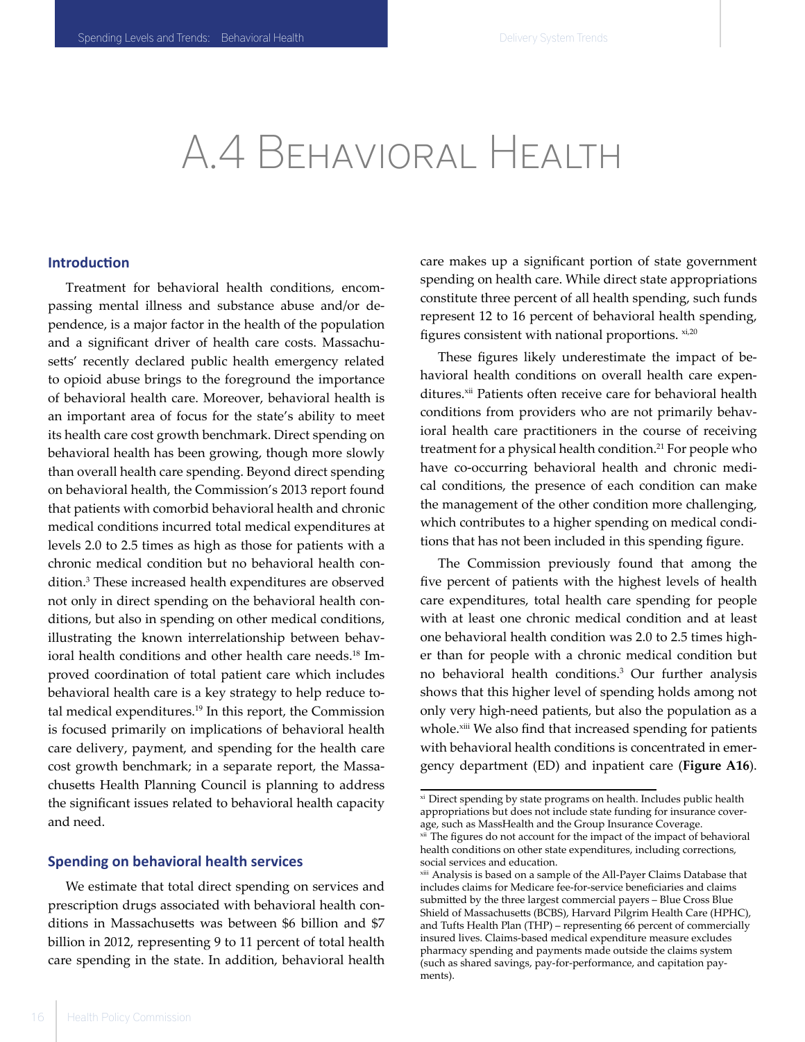# A.4 Behavioral Health

## Introduction

Treatment for behavioral health conditions, encompassing mental illness and substance abuse and/or dependence, is a major factor in the health of the population and a significant driver of health care costs. Massachusetts' recently declared public health emergency related to opioid abuse brings to the foreground the importance of behavioral health care. Moreover, behavioral health is an important area of focus for the state's ability to meet its health care cost growth benchmark. Direct spending on behavioral health has been growing, though more slowly than overall health care spending. Beyond direct spending on behavioral health, the Commission's 2013 report found that patients with comorbid behavioral health and chronic medical conditions incurred total medical expenditures at levels 2.0 to 2.5 times as high as those for patients with a chronic medical condition but no behavioral health condition.[3] These increased health expenditures are observed not only in direct spending on the behavioral health conditions, but also in spending on other medical conditions, illustrating the known interrelationship between behavioral health conditions and other health care needs.[18] Improved coordination of total patient care which includes behavioral health care is a key strategy to help reduce total medical expenditures.[19] In this report, the Commission is focused primarily on implications of behavioral health care delivery, payment, and spending for the health care cost growth benchmark; in a separate report, the Massachusetts Health Planning Council is planning to address the significant issues related to behavioral health capacity and need.

## Spending on behavioral health services

We estimate that total direct spending on services and prescription drugs associated with behavioral health conditions in Massachusetts was between $6 billion and $7 billion in 2012, representing 9 to 11 percent of total health care spending in the state. In addition, behavioral health care makes up a significant portion of state government spending on health care. While direct state appropriations constitute three percent of all health spending, such funds represent 12 to 16 percent of behavioral health spending, figures consistent with national proportions.[xi,20]

These figures likely underestimate the impact of behavioral health conditions on overall health care expenditures.[xii] Patients often receive care for behavioral health conditions from providers who are not primarily behavioral health care practitioners in the course of receiving treatment for a physical health condition.[21] For people who have co-occurring behavioral health and chronic medical conditions, the presence of each condition can make the management of the other condition more challenging, which contributes to a higher spending on medical conditions that has not been included in this spending figure.

The Commission previously found that among the five percent of patients with the highest levels of health care expenditures, total health care spending for people with at least one chronic medical condition and at least one behavioral health condition was 2.0 to 2.5 times higher than for people with a chronic medical condition but no behavioral health conditions.[3] Our further analysis shows that this higher level of spending holds among not only very high-need patients, but also the population as a whole.[xiii] We also find that increased spending for patients with behavioral health conditions is concentrated in emergency department (ED) and inpatient care (**Figure A16**).

---

[xi] Direct spending by state programs on health. Includes public health appropriations but does not include state funding for insurance coverage, such as MassHealth and the Group Insurance Coverage.

[xii] The figures do not account for the impact of the impact of behavioral health conditions on other state expenditures, including corrections, social services and education.

[xiii] Analysis is based on a sample of the All-Payer Claims Database that includes claims for Medicare fee-for-service beneficiaries and claims submitted by the three largest commercial payers – Blue Cross Blue Shield of Massachusetts (BCBS), Harvard Pilgrim Health Care (HPHC), and Tufts Health Plan (THP) – representing 66 percent of commercially insured lives. Claims-based medical expenditure measure excludes pharmacy spending and payments made outside the claims system (such as shared savings, pay-for-performance, and capitation payments).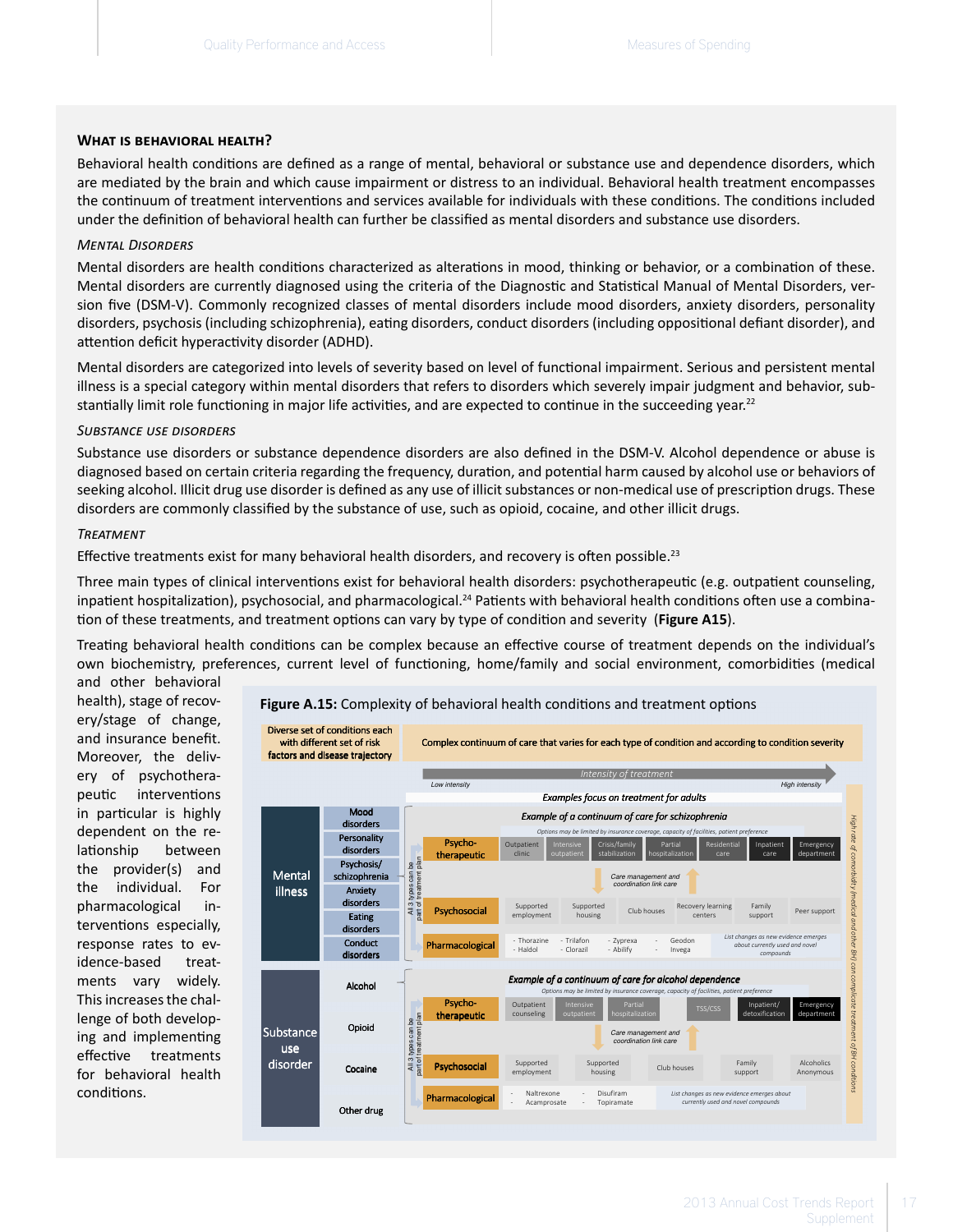### What is behavioral health?

Behavioral health conditions are defined as a range of mental, behavioral or substance use and dependence disorders, which are mediated by the brain and which cause impairment or distress to an individual. Behavioral health treatment encompasses the continuum of treatment interventions and services available for individuals with these conditions. The conditions included under the definition of behavioral health can further be classified as mental disorders and substance use disorders.

#### *Mental Disorders*

Mental disorders are health conditions characterized as alterations in mood, thinking or behavior, or a combination of these. Mental disorders are currently diagnosed using the criteria of the Diagnostic and Statistical Manual of Mental Disorders, version five (DSM-V). Commonly recognized classes of mental disorders include mood disorders, anxiety disorders, personality disorders, psychosis (including schizophrenia), eating disorders, conduct disorders (including oppositional defiant disorder), and attention deficit hyperactivity disorder (ADHD).

Mental disorders are categorized into levels of severity based on level of functional impairment. Serious and persistent mental illness is a special category within mental disorders that refers to disorders which severely impair judgment and behavior, substantially limit role functioning in major life activities, and are expected to continue in the succeeding year.[22]

#### *Substance use disorders*

Substance use disorders or substance dependence disorders are also defined in the DSM-V. Alcohol dependence or abuse is diagnosed based on certain criteria regarding the frequency, duration, and potential harm caused by alcohol use or behaviors of seeking alcohol. Illicit drug use disorder is defined as any use of illicit substances or non-medical use of prescription drugs. These disorders are commonly classified by the substance of use, such as opioid, cocaine, and other illicit drugs.

#### *Treatment*

Effective treatments exist for many behavioral health disorders, and recovery is often possible.[23]

Three main types of clinical interventions exist for behavioral health disorders: psychotherapeutic (e.g. outpatient counseling, inpatient hospitalization), psychosocial, and pharmacological.[24] Patients with behavioral health conditions often use a combination of these treatments, and treatment options can vary by type of condition and severity (**Figure A15**).

Treating behavioral health conditions can be complex because an effective course of treatment depends on the individual's own biochemistry, preferences, current level of functioning, home/family and social environment, comorbidities (medical and other behavioral health), stage of recovery/stage of change, and insurance benefit. Moreover, the delivery of psychotherapeutic interventions in particular is highly dependent on the relationship between the provider(s) and the individual. For pharmacological interventions especially, response rates to evidence-based treatments vary widely. This increases the challenge of both developing and implementing effective treatments for behavioral health conditions.

**Figure A.15:** Complexity of behavioral health conditions and treatment options

Diverse set of conditions each with different set of risk factors and disease trajectory | Complex continuum of care that varies for each type of condition and according to condition severity

*Intensity of treatment* (Low intensity → High intensity)

*Examples focus on treatment for adults*

**Mental illness:** Mood disorders; Personality disorders; Psychosis/ schizophrenia; Anxiety disorders; Eating disorders; Conduct disorders

*Example of a continuum of care for schizophrenia* (Options may be limited by insurance coverage, capacity of facilities, patient preference; All 3 types can be part of treatment plan)

| Type | | | | | | | |
|---|---|---|---|---|---|---|---|
| Psycho-therapeutic | Outpatient clinic | Intensive outpatient | Crisis/family stabilization | Partial hospitalization | Residential care | Inpatient care | Emergency department |
| Psychosocial | Supported employment | Supported housing | Club houses | Recovery learning centers | Family support | Peer support | |
| Pharmacological | Thorazine, Haldol | Trilafon, Clorazil | Zyprexa, Abilify | Geodon, Invega | List changes as new evidence emerges about currently used and novel compounds | | |

Care management and coordination link care

**Substance use disorder:** Alcohol; Opioid; Cocaine; Other drug

*Example of a continuum of care for alcohol dependence* (Options may be limited by insurance coverage, capacity of facilities, patient preference; All 3 types can be part of treatment plan)

| Type | | | | | | |
|---|---|---|---|---|---|---|
| Psycho-therapeutic | Outpatient counseling | Intensive outpatient | Partial hospitalization | TSS/CSS | Inpatient/ detoxification | Emergency department |
| Psychosocial | Supported employment | Supported housing | Club houses | Family support | Alcoholics Anonymous | |
| Pharmacological | Naltrexone, Acamprosate | Disufiram, Topiramate | List changes as new evidence emerges about currently used and novel compounds | | | |

Care management and coordination link care

*High rate of comorbidity (medical and other BH) can complicate treatment of BH conditions*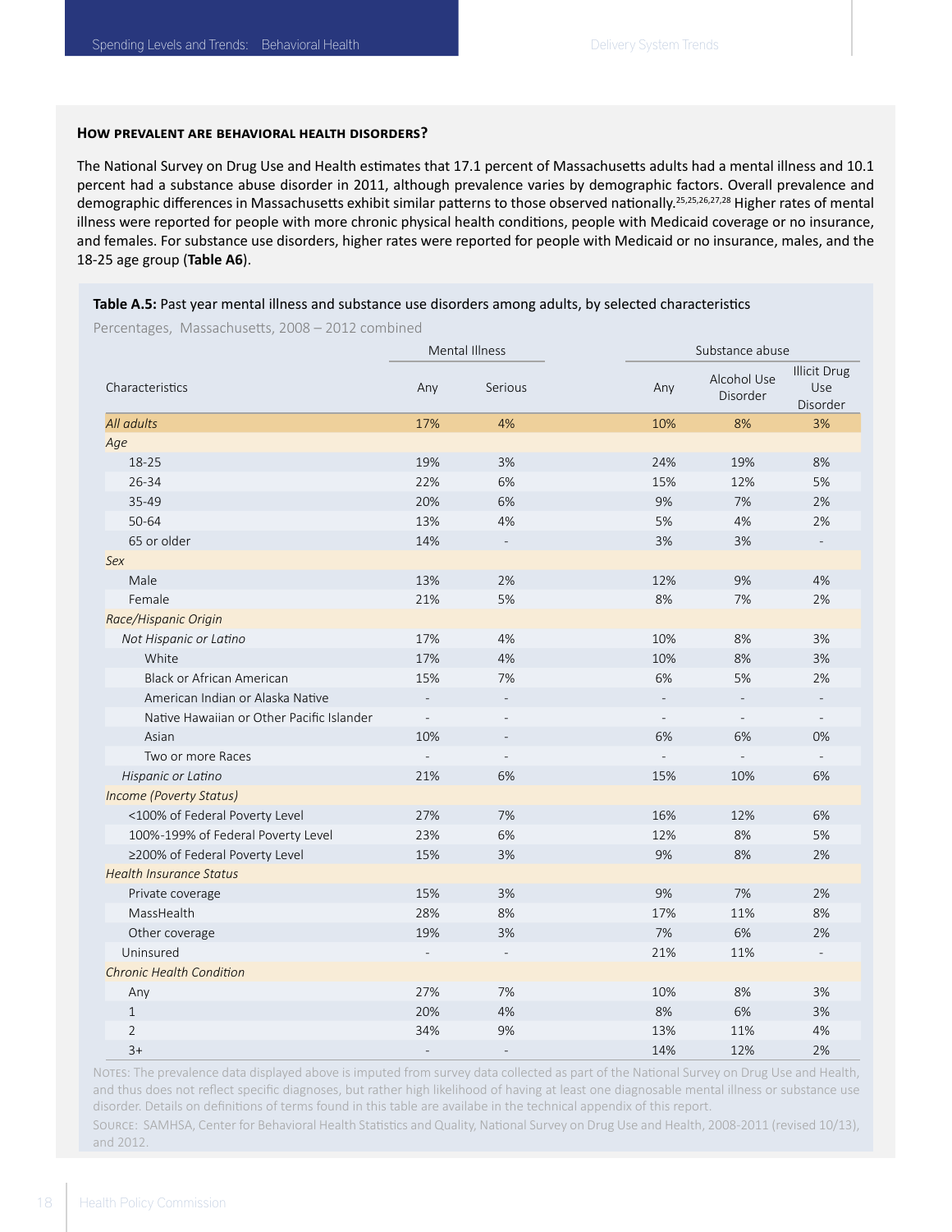### How prevalent are behavioral health disorders?

The National Survey on Drug Use and Health estimates that 17.1 percent of Massachusetts adults had a mental illness and 10.1 percent had a substance abuse disorder in 2011, although prevalence varies by demographic factors. Overall prevalence and demographic differences in Massachusetts exhibit similar patterns to those observed nationally.[25,25,26,27,28] Higher rates of mental illness were reported for people with more chronic physical health conditions, people with Medicaid coverage or no insurance, and females. For substance use disorders, higher rates were reported for people with Medicaid or no insurance, males, and the 18-25 age group (**Table A6**).

**Table A.5:** Past year mental illness and substance use disorders among adults, by selected characteristics

Percentages, Massachusetts, 2008 – 2012 combined

| Characteristics | Mental Illness | | Substance abuse | | |
|---|---|---|---|---|---|
| | Any | Serious | Any | Alcohol Use Disorder | Illicit Drug Use Disorder |
| *All adults* | 17% | 4% | 10% | 8% | 3% |
| *Age* | | | | | |
| 18-25 | 19% | 3% | 24% | 19% | 8% |
| 26-34 | 22% | 6% | 15% | 12% | 5% |
| 35-49 | 20% | 6% | 9% | 7% | 2% |
| 50-64 | 13% | 4% | 5% | 4% | 2% |
| 65 or older | 14% | - | 3% | 3% | - |
| *Sex* | | | | | |
| Male | 13% | 2% | 12% | 9% | 4% |
| Female | 21% | 5% | 8% | 7% | 2% |
| *Race/Hispanic Origin* | | | | | |
| *Not Hispanic or Latino* | 17% | 4% | 10% | 8% | 3% |
| White | 17% | 4% | 10% | 8% | 3% |
| Black or African American | 15% | 7% | 6% | 5% | 2% |
| American Indian or Alaska Native | - | - | - | - | - |
| Native Hawaiian or Other Pacific Islander | - | - | - | - | - |
| Asian | 10% | - | 6% | 6% | 0% |
| Two or more Races | - | - | - | - | - |
| *Hispanic or Latino* | 21% | 6% | 15% | 10% | 6% |
| *Income (Poverty Status)* | | | | | |
| <100% of Federal Poverty Level | 27% | 7% | 16% | 12% | 6% |
| 100%-199% of Federal Poverty Level | 23% | 6% | 12% | 8% | 5% |
| ≥200% of Federal Poverty Level | 15% | 3% | 9% | 8% | 2% |
| *Health Insurance Status* | | | | | |
| Private coverage | 15% | 3% | 9% | 7% | 2% |
| MassHealth | 28% | 8% | 17% | 11% | 8% |
| Other coverage | 19% | 3% | 7% | 6% | 2% |
| Uninsured | - | - | 21% | 11% | - |
| *Chronic Health Condition* | | | | | |
| Any | 27% | 7% | 10% | 8% | 3% |
| 1 | 20% | 4% | 8% | 6% | 3% |
| 2 | 34% | 9% | 13% | 11% | 4% |
| 3+ | - | - | 14% | 12% | 2% |

Notes: The prevalence data displayed above is imputed from survey data collected as part of the National Survey on Drug Use and Health, and thus does not reflect specific diagnoses, but rather high likelihood of having at least one diagnosable mental illness or substance use disorder. Details on definitions of terms found in this table are availabe in the technical appendix of this report.

Source: SAMHSA, Center for Behavioral Health Statistics and Quality, National Survey on Drug Use and Health, 2008-2011 (revised 10/13), and 2012.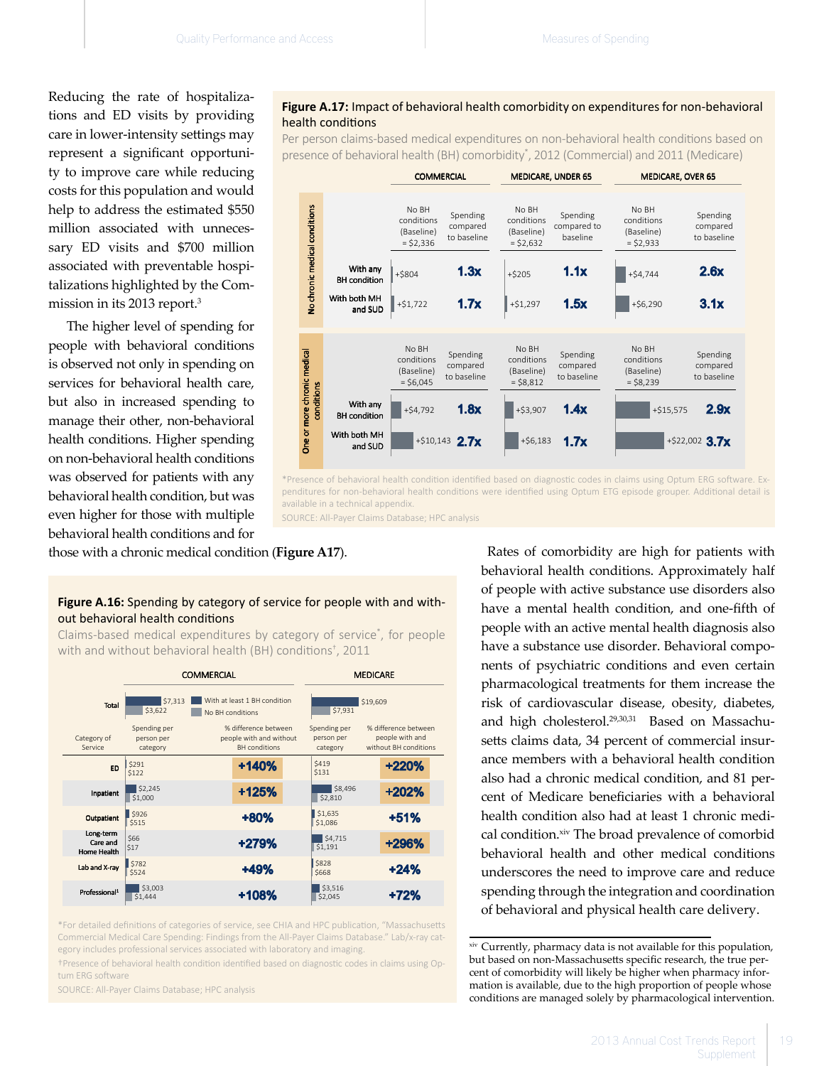Reducing the rate of hospitalizations and ED visits by providing care in lower-intensity settings may represent a significant opportunity to improve care while reducing costs for this population and would help to address the estimated $550 million associated with unnecessary ED visits and $700 million associated with preventable hospitalizations highlighted by the Commission in its 2013 report.[3]

The higher level of spending for people with behavioral conditions is observed not only in spending on services for behavioral health care, but also in increased spending to manage their other, non-behavioral health conditions. Higher spending on non-behavioral health conditions was observed for patients with any behavioral health condition, but was even higher for those with multiple behavioral health conditions and for those with a chronic medical condition (**Figure A17**).

**Figure A.17:** Impact of behavioral health comorbidity on expenditures for non-behavioral health conditions

Per person claims-based medical expenditures on non-behavioral health conditions based on presence of behavioral health (BH) comorbidity*, 2012 (Commercial) and 2011 (Medicare)

| | | COMMERCIAL | | MEDICARE, UNDER 65 | | MEDICARE, OVER 65 | |
|---|---|---|---|---|---|---|---|
| | | No BH conditions (Baseline) = $2,336 | Spending compared to baseline | No BH conditions (Baseline) = $2,632 | Spending compared to baseline | No BH conditions (Baseline) = $2,933 | Spending compared to baseline |
| No chronic medical conditions | With any BH condition | +$804 | 1.3x | +$205 | 1.1x | +$4,744 | 2.6x |
| | With both MH and SUD | +$1,722 | 1.7x | +$1,297 | 1.5x | +$6,290 | 3.1x |
| | | No BH conditions (Baseline) = $6,045 | Spending compared to baseline | No BH conditions (Baseline) = $8,812 | Spending compared to baseline | No BH conditions (Baseline) = $8,239 | Spending compared to baseline |
| One or more chronic medical conditions | With any BH condition | +$4,792 | 1.8x | +$3,907 | 1.4x | +$15,575 | 2.9x |
| | With both MH and SUD | +$10,143 | 2.7x | +$6,183 | 1.7x | +$22,002 | 3.7x |

*Presence of behavioral health condition identified based on diagnostic codes in claims using Optum ERG software. Expenditures for non-behavioral health conditions were identified using Optum ETG episode grouper. Additional detail is available in a technical appendix.

SOURCE: All-Payer Claims Database; HPC analysis

**Figure A.16:** Spending by category of service for people with and without behavioral health conditions

Claims-based medical expenditures by category of service*, for people with and without behavioral health (BH) conditions†, 2011

| | COMMERCIAL | | MEDICARE | |
|---|---|---|---|---|
| Total | With at least 1 BH condition: $7,313; No BH conditions: $3,622 | | With at least 1 BH condition: $19,609; No BH conditions: $7,931 | |
| Category of Service | Spending per person per category (with BH / no BH) | % difference between people with and without BH conditions | Spending per person per category (with BH / no BH) | % difference between people with and without BH conditions |
| ED | $291 / $122 | +140% | $419 / $131 | +220% |
| Inpatient | $2,245 / $1,000 | +125% | $8,496 / $2,810 | +202% |
| Outpatient | $926 / $515 | +80% | $1,635 / $1,086 | +51% |
| Long-term Care and Home Health | $66 / $17 | +279% | $4,715 / $1,191 | +296% |
| Lab and X-ray | $782 / $524 | +49% | $828 / $668 | +24% |
| Professional‡ | $3,003 / $1,444 | +108% | $3,516 / $2,045 | +72% |

*For detailed definitions of categories of service, see CHIA and HPC publication, "Massachusetts Commercial Medical Care Spending: Findings from the All-Payer Claims Database." Lab/x-ray category includes professional services associated with laboratory and imaging.

†Presence of behavioral health condition identified based on diagnostic codes in claims using Optum ERG software

SOURCE: All-Payer Claims Database; HPC analysis

Rates of comorbidity are high for patients with behavioral health conditions. Approximately half of people with active substance use disorders also have a mental health condition, and one-fifth of people with an active mental health diagnosis also have a substance use disorder. Behavioral components of psychiatric conditions and even certain pharmacological treatments for them increase the risk of cardiovascular disease, obesity, diabetes, and high cholesterol.[29,30,31] Based on Massachusetts claims data, 34 percent of commercial insurance members with a behavioral health condition also had a chronic medical condition, and 81 percent of Medicare beneficiaries with a behavioral health condition also had at least 1 chronic medical condition.[xiv] The broad prevalence of comorbid behavioral health and other medical conditions underscores the need to improve care and reduce spending through the integration and coordination of behavioral and physical health care delivery.

---

[xiv] Currently, pharmacy data is not available for this population, but based on non-Massachusetts specific research, the true percent of comorbidity will likely be higher when pharmacy information is available, due to the high proportion of people whose conditions are managed solely by pharmacological intervention.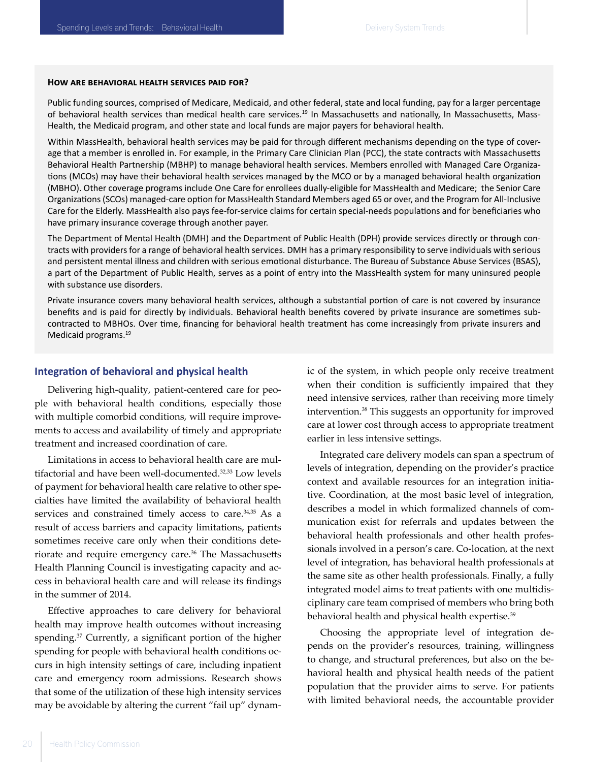### How are behavioral health services paid for?

Public funding sources, comprised of Medicare, Medicaid, and other federal, state and local funding, pay for a larger percentage of behavioral health services than medical health care services.[19] In Massachusetts and nationally, In Massachusetts, MassHealth, the Medicaid program, and other state and local funds are major payers for behavioral health.

Within MassHealth, behavioral health services may be paid for through different mechanisms depending on the type of coverage that a member is enrolled in. For example, in the Primary Care Clinician Plan (PCC), the state contracts with Massachusetts Behavioral Health Partnership (MBHP) to manage behavioral health services. Members enrolled with Managed Care Organizations (MCOs) may have their behavioral health services managed by the MCO or by a managed behavioral health organization (MBHO). Other coverage programs include One Care for enrollees dually-eligible for MassHealth and Medicare; the Senior Care Organizations (SCOs) managed-care option for MassHealth Standard Members aged 65 or over, and the Program for All-Inclusive Care for the Elderly. MassHealth also pays fee-for-service claims for certain special-needs populations and for beneficiaries who have primary insurance coverage through another payer.

The Department of Mental Health (DMH) and the Department of Public Health (DPH) provide services directly or through contracts with providers for a range of behavioral health services. DMH has a primary responsibility to serve individuals with serious and persistent mental illness and children with serious emotional disturbance. The Bureau of Substance Abuse Services (BSAS), a part of the Department of Public Health, serves as a point of entry into the MassHealth system for many uninsured people with substance use disorders.

Private insurance covers many behavioral health services, although a substantial portion of care is not covered by insurance benefits and is paid for directly by individuals. Behavioral health benefits covered by private insurance are sometimes subcontracted to MBHOs. Over time, financing for behavioral health treatment has come increasingly from private insurers and Medicaid programs.[19]

## Integration of behavioral and physical health

Delivering high-quality, patient-centered care for people with behavioral health conditions, especially those with multiple comorbid conditions, will require improvements to access and availability of timely and appropriate treatment and increased coordination of care.

Limitations in access to behavioral health care are multifactorial and have been well-documented.[32,33] Low levels of payment for behavioral health care relative to other specialties have limited the availability of behavioral health services and constrained timely access to care.[34,35] As a result of access barriers and capacity limitations, patients sometimes receive care only when their conditions deteriorate and require emergency care.[36] The Massachusetts Health Planning Council is investigating capacity and access in behavioral health care and will release its findings in the summer of 2014.

Effective approaches to care delivery for behavioral health may improve health outcomes without increasing spending.[37] Currently, a significant portion of the higher spending for people with behavioral health conditions occurs in high intensity settings of care, including inpatient care and emergency room admissions. Research shows that some of the utilization of these high intensity services may be avoidable by altering the current "fail up" dynamic of the system, in which people only receive treatment when their condition is sufficiently impaired that they need intensive services, rather than receiving more timely intervention.[38] This suggests an opportunity for improved care at lower cost through access to appropriate treatment earlier in less intensive settings.

Integrated care delivery models can span a spectrum of levels of integration, depending on the provider's practice context and available resources for an integration initiative. Coordination, at the most basic level of integration, describes a model in which formalized channels of communication exist for referrals and updates between the behavioral health professionals and other health professionals involved in a person's care. Co-location, at the next level of integration, has behavioral health professionals at the same site as other health professionals. Finally, a fully integrated model aims to treat patients with one multidisciplinary care team comprised of members who bring both behavioral health and physical health expertise.[39]

Choosing the appropriate level of integration depends on the provider's resources, training, willingness to change, and structural preferences, but also on the behavioral health and physical health needs of the patient population that the provider aims to serve. For patients with limited behavioral needs, the accountable provider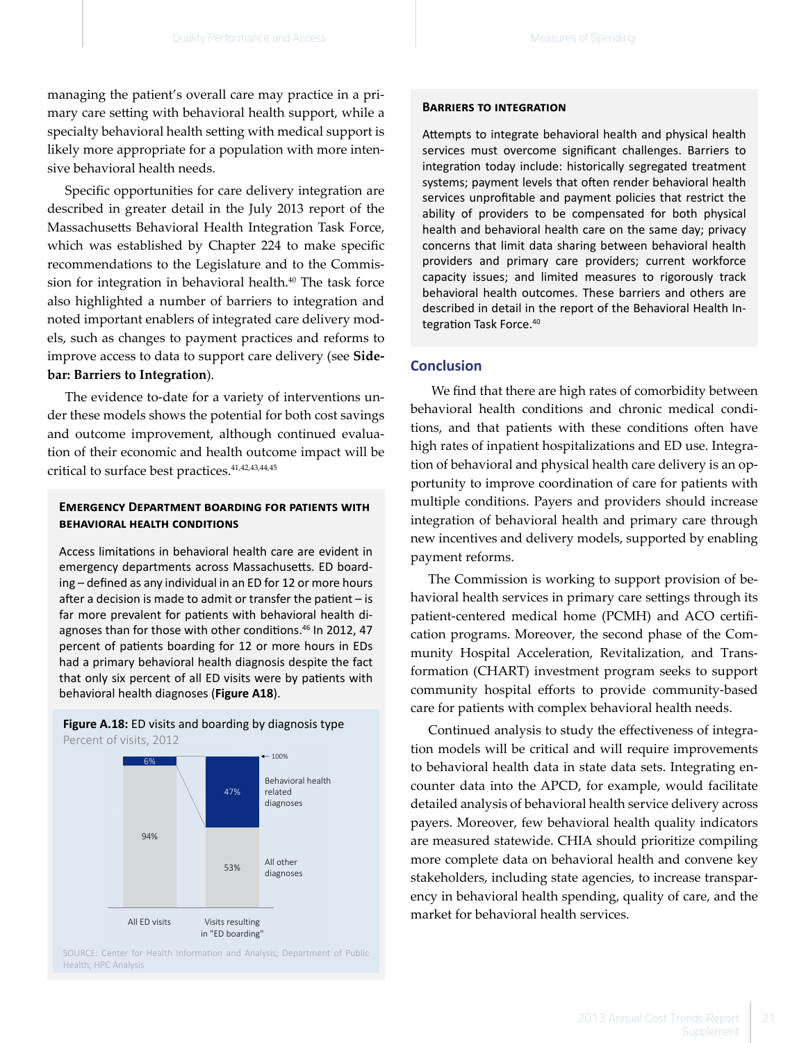managing the patient's overall care may practice in a primary care setting with behavioral health support, while a specialty behavioral health setting with medical support is likely more appropriate for a population with more intensive behavioral health needs.

Specific opportunities for care delivery integration are described in greater detail in the July 2013 report of the Massachusetts Behavioral Health Integration Task Force, which was established by Chapter 224 to make specific recommendations to the Legislature and to the Commission for integration in behavioral health.[40] The task force also highlighted a number of barriers to integration and noted important enablers of integrated care delivery models, such as changes to payment practices and reforms to improve access to data to support care delivery (see **Sidebar: Barriers to Integration**).

The evidence to-date for a variety of interventions under these models shows the potential for both cost savings and outcome improvement, although continued evaluation of their economic and health outcome impact will be critical to surface best practices.[41,42,43,44,45]

### Emergency Department Boarding for Patients with Behavioral Health Conditions

Access limitations in behavioral health care are evident in emergency departments across Massachusetts. ED boarding – defined as any individual in an ED for 12 or more hours after a decision is made to admit or transfer the patient – is far more prevalent for patients with behavioral health diagnoses than for those with other conditions.[46] In 2012, 47 percent of patients boarding for 12 or more hours in EDs had a primary behavioral health diagnosis despite the fact that only six percent of all ED visits were by patients with behavioral health diagnoses (**Figure A18**).

**Figure A.18:** ED visits and boarding by diagnosis type

Percent of visits, 2012

| | All ED visits | Visits resulting in "ED boarding" |
|---|---|---|
| Behavioral health related diagnoses | 6% | 47% |
| All other diagnoses | 94% | 53% |

SOURCE: Center for Health Information and Analysis; Department of Public Health; HPC Analysis

### Barriers to Integration

Attempts to integrate behavioral health and physical health services must overcome significant challenges. Barriers to integration today include: historically segregated treatment systems; payment levels that often render behavioral health services unprofitable and payment policies that restrict the ability of providers to be compensated for both physical health and behavioral health care on the same day; privacy concerns that limit data sharing between behavioral health providers and primary care providers; current workforce capacity issues; and limited measures to rigorously track behavioral health outcomes. These barriers and others are described in detail in the report of the Behavioral Health Integration Task Force.[40]

## Conclusion

We find that there are high rates of comorbidity between behavioral health conditions and chronic medical conditions, and that patients with these conditions often have high rates of inpatient hospitalizations and ED use. Integration of behavioral and physical health care delivery is an opportunity to improve coordination of care for patients with multiple conditions. Payers and providers should increase integration of behavioral health and primary care through new incentives and delivery models, supported by enabling payment reforms.

The Commission is working to support provision of behavioral health services in primary care settings through its patient-centered medical home (PCMH) and ACO certification programs. Moreover, the second phase of the Community Hospital Acceleration, Revitalization, and Transformation (CHART) investment program seeks to support community hospital efforts to provide community-based care for patients with complex behavioral health needs.

Continued analysis to study the effectiveness of integration models will be critical and will require improvements to behavioral health data in state data sets. Integrating encounter data into the APCD, for example, would facilitate detailed analysis of behavioral health service delivery across payers. Moreover, few behavioral health quality indicators are measured statewide. CHIA should prioritize compiling more complete data on behavioral health and convene key stakeholders, including state agencies, to increase transparency in behavioral health spending, quality of care, and the market for behavioral health services.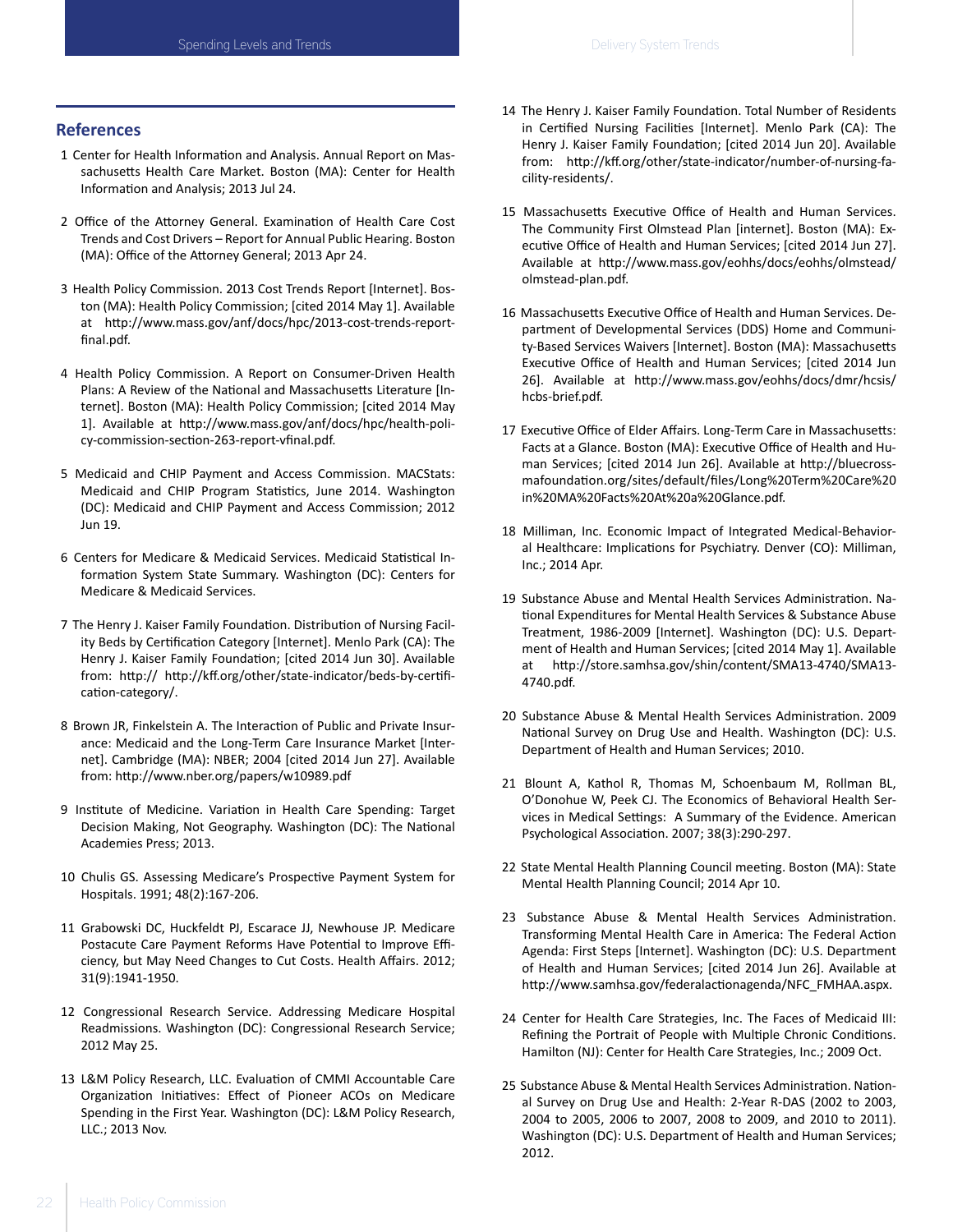## References

1. Center for Health Information and Analysis. Annual Report on Massachusetts Health Care Market. Boston (MA): Center for Health Information and Analysis; 2013 Jul 24.

2. Office of the Attorney General. Examination of Health Care Cost Trends and Cost Drivers – Report for Annual Public Hearing. Boston (MA): Office of the Attorney General; 2013 Apr 24.

3. Health Policy Commission. 2013 Cost Trends Report [Internet]. Boston (MA): Health Policy Commission; [cited 2014 May 1]. Available at http://www.mass.gov/anf/docs/hpc/2013-cost-trends-report-final.pdf.

4. Health Policy Commission. A Report on Consumer-Driven Health Plans: A Review of the National and Massachusetts Literature [Internet]. Boston (MA): Health Policy Commission; [cited 2014 May 1]. Available at http://www.mass.gov/anf/docs/hpc/health-policy-commission-section-263-report-vfinal.pdf.

5. Medicaid and CHIP Payment and Access Commission. MACStats: Medicaid and CHIP Program Statistics, June 2014. Washington (DC): Medicaid and CHIP Payment and Access Commission; 2012 Jun 19.

6. Centers for Medicare & Medicaid Services. Medicaid Statistical Information System State Summary. Washington (DC): Centers for Medicare & Medicaid Services.

7. The Henry J. Kaiser Family Foundation. Distribution of Nursing Facility Beds by Certification Category [Internet]. Menlo Park (CA): The Henry J. Kaiser Family Foundation; [cited 2014 Jun 30]. Available from: http:// http://kff.org/other/state-indicator/beds-by-certification-category/.

8. Brown JR, Finkelstein A. The Interaction of Public and Private Insurance: Medicaid and the Long-Term Care Insurance Market [Internet]. Cambridge (MA): NBER; 2004 [cited 2014 Jun 27]. Available from: http://www.nber.org/papers/w10989.pdf

9. Institute of Medicine. Variation in Health Care Spending: Target Decision Making, Not Geography. Washington (DC): The National Academies Press; 2013.

10. Chulis GS. Assessing Medicare's Prospective Payment System for Hospitals. 1991; 48(2):167-206.

11. Grabowski DC, Huckfeldt PJ, Escarace JJ, Newhouse JP. Medicare Postacute Care Payment Reforms Have Potential to Improve Efficiency, but May Need Changes to Cut Costs. Health Affairs. 2012; 31(9):1941-1950.

12. Congressional Research Service. Addressing Medicare Hospital Readmissions. Washington (DC): Congressional Research Service; 2012 May 25.

13. L&M Policy Research, LLC. Evaluation of CMMI Accountable Care Organization Initiatives: Effect of Pioneer ACOs on Medicare Spending in the First Year. Washington (DC): L&M Policy Research, LLC.; 2013 Nov.

14. The Henry J. Kaiser Family Foundation. Total Number of Residents in Certified Nursing Facilities [Internet]. Menlo Park (CA): The Henry J. Kaiser Family Foundation; [cited 2014 Jun 20]. Available from: http://kff.org/other/state-indicator/number-of-nursing-facility-residents/.

15. Massachusetts Executive Office of Health and Human Services. The Community First Olmstead Plan [internet]. Boston (MA): Executive Office of Health and Human Services; [cited 2014 Jun 27]. Available at http://www.mass.gov/eohhs/docs/eohhs/olmstead/olmstead-plan.pdf.

16. Massachusetts Executive Office of Health and Human Services. Department of Developmental Services (DDS) Home and Community-Based Services Waivers [Internet]. Boston (MA): Massachusetts Executive Office of Health and Human Services; [cited 2014 Jun 26]. Available at http://www.mass.gov/eohhs/docs/dmr/hcsis/hcbs-brief.pdf.

17. Executive Office of Elder Affairs. Long-Term Care in Massachusetts: Facts at a Glance. Boston (MA): Executive Office of Health and Human Services; [cited 2014 Jun 26]. Available at http://bluecrossmafoundation.org/sites/default/files/Long%20Term%20Care%20in%20MA%20Facts%20At%20a%20Glance.pdf.

18. Milliman, Inc. Economic Impact of Integrated Medical-Behavioral Healthcare: Implications for Psychiatry. Denver (CO): Milliman, Inc.; 2014 Apr.

19. Substance Abuse and Mental Health Services Administration. National Expenditures for Mental Health Services & Substance Abuse Treatment, 1986-2009 [Internet]. Washington (DC): U.S. Department of Health and Human Services; [cited 2014 May 1]. Available at http://store.samhsa.gov/shin/content/SMA13-4740/SMA13-4740.pdf.

20. Substance Abuse & Mental Health Services Administration. 2009 National Survey on Drug Use and Health. Washington (DC): U.S. Department of Health and Human Services; 2010.

21. Blount A, Kathol R, Thomas M, Schoenbaum M, Rollman BL, O'Donohue W, Peek CJ. The Economics of Behavioral Health Services in Medical Settings: A Summary of the Evidence. American Psychological Association. 2007; 38(3):290-297.

22. State Mental Health Planning Council meeting. Boston (MA): State Mental Health Planning Council; 2014 Apr 10.

23. Substance Abuse & Mental Health Services Administration. Transforming Mental Health Care in America: The Federal Action Agenda: First Steps [Internet]. Washington (DC): U.S. Department of Health and Human Services; [cited 2014 Jun 26]. Available at http://www.samhsa.gov/federalactionagenda/NFC_FMHAA.aspx.

24. Center for Health Care Strategies, Inc. The Faces of Medicaid III: Refining the Portrait of People with Multiple Chronic Conditions. Hamilton (NJ): Center for Health Care Strategies, Inc.; 2009 Oct.

25. Substance Abuse & Mental Health Services Administration. National Survey on Drug Use and Health: 2-Year R-DAS (2002 to 2003, 2004 to 2005, 2006 to 2007, 2008 to 2009, and 2010 to 2011). Washington (DC): U.S. Department of Health and Human Services; 2012.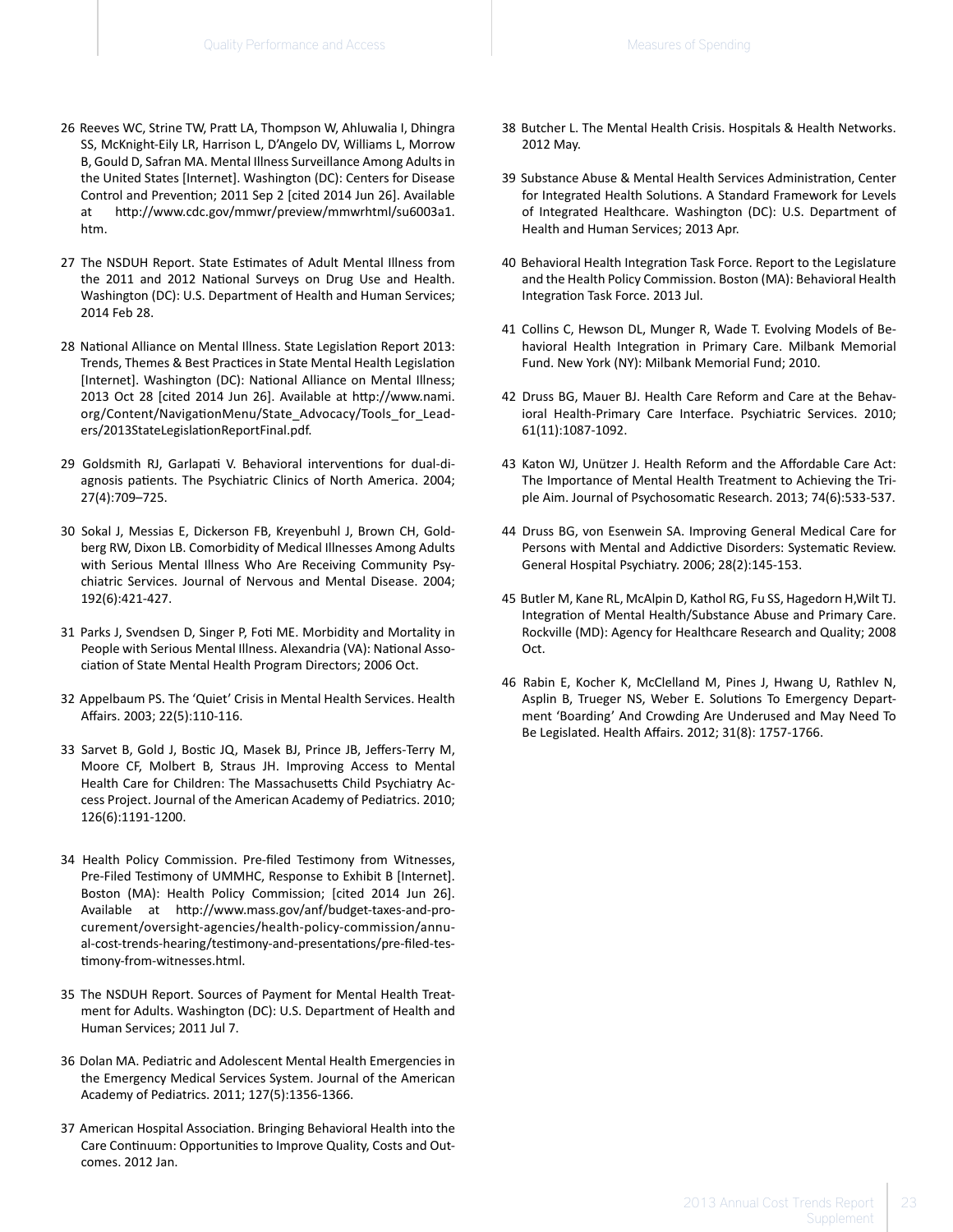26 Reeves WC, Strine TW, Pratt LA, Thompson W, Ahluwalia I, Dhingra SS, McKnight-Eily LR, Harrison L, D'Angelo DV, Williams L, Morrow B, Gould D, Safran MA. Mental Illness Surveillance Among Adults in the United States [Internet]. Washington (DC): Centers for Disease Control and Prevention; 2011 Sep 2 [cited 2014 Jun 26]. Available at http://www.cdc.gov/mmwr/preview/mmwrhtml/su6003a1.htm.

27 The NSDUH Report. State Estimates of Adult Mental Illness from the 2011 and 2012 National Surveys on Drug Use and Health. Washington (DC): U.S. Department of Health and Human Services; 2014 Feb 28.

28 National Alliance on Mental Illness. State Legislation Report 2013: Trends, Themes & Best Practices in State Mental Health Legislation [Internet]. Washington (DC): National Alliance on Mental Illness; 2013 Oct 28 [cited 2014 Jun 26]. Available at http://www.nami.org/Content/NavigationMenu/State_Advocacy/Tools_for_Leaders/2013StateLegislationReportFinal.pdf.

29 Goldsmith RJ, Garlapati V. Behavioral interventions for dual-diagnosis patients. The Psychiatric Clinics of North America. 2004; 27(4):709–725.

30 Sokal J, Messias E, Dickerson FB, Kreyenbuhl J, Brown CH, Goldberg RW, Dixon LB. Comorbidity of Medical Illnesses Among Adults with Serious Mental Illness Who Are Receiving Community Psychiatric Services. Journal of Nervous and Mental Disease. 2004; 192(6):421-427.

31 Parks J, Svendsen D, Singer P, Foti ME. Morbidity and Mortality in People with Serious Mental Illness. Alexandria (VA): National Association of State Mental Health Program Directors; 2006 Oct.

32 Appelbaum PS. The 'Quiet' Crisis in Mental Health Services. Health Affairs. 2003; 22(5):110-116.

33 Sarvet B, Gold J, Bostic JQ, Masek BJ, Prince JB, Jeffers-Terry M, Moore CF, Molbert B, Straus JH. Improving Access to Mental Health Care for Children: The Massachusetts Child Psychiatry Access Project. Journal of the American Academy of Pediatrics. 2010; 126(6):1191-1200.

34 Health Policy Commission. Pre-filed Testimony from Witnesses, Pre-Filed Testimony of UMMHC, Response to Exhibit B [Internet]. Boston (MA): Health Policy Commission; [cited 2014 Jun 26]. Available at http://www.mass.gov/anf/budget-taxes-and-procurement/oversight-agencies/health-policy-commission/annual-cost-trends-hearing/testimony-and-presentations/pre-filed-testimony-from-witnesses.html.

35 The NSDUH Report. Sources of Payment for Mental Health Treatment for Adults. Washington (DC): U.S. Department of Health and Human Services; 2011 Jul 7.

36 Dolan MA. Pediatric and Adolescent Mental Health Emergencies in the Emergency Medical Services System. Journal of the American Academy of Pediatrics. 2011; 127(5):1356-1366.

37 American Hospital Association. Bringing Behavioral Health into the Care Continuum: Opportunities to Improve Quality, Costs and Outcomes. 2012 Jan.

38 Butcher L. The Mental Health Crisis. Hospitals & Health Networks. 2012 May.

39 Substance Abuse & Mental Health Services Administration, Center for Integrated Health Solutions. A Standard Framework for Levels of Integrated Healthcare. Washington (DC): U.S. Department of Health and Human Services; 2013 Apr.

40 Behavioral Health Integration Task Force. Report to the Legislature and the Health Policy Commission. Boston (MA): Behavioral Health Integration Task Force. 2013 Jul.

41 Collins C, Hewson DL, Munger R, Wade T. Evolving Models of Behavioral Health Integration in Primary Care. Milbank Memorial Fund. New York (NY): Milbank Memorial Fund; 2010.

42 Druss BG, Mauer BJ. Health Care Reform and Care at the Behavioral Health-Primary Care Interface. Psychiatric Services. 2010; 61(11):1087-1092.

43 Katon WJ, Unützer J. Health Reform and the Affordable Care Act: The Importance of Mental Health Treatment to Achieving the Triple Aim. Journal of Psychosomatic Research. 2013; 74(6):533-537.

44 Druss BG, von Esenwein SA. Improving General Medical Care for Persons with Mental and Addictive Disorders: Systematic Review. General Hospital Psychiatry. 2006; 28(2):145-153.

45 Butler M, Kane RL, McAlpin D, Kathol RG, Fu SS, Hagedorn H,Wilt TJ. Integration of Mental Health/Substance Abuse and Primary Care. Rockville (MD): Agency for Healthcare Research and Quality; 2008 Oct.

46 Rabin E, Kocher K, McClelland M, Pines J, Hwang U, Rathlev N, Asplin B, Trueger NS, Weber E. Solutions To Emergency Department 'Boarding' And Crowding Are Underused and May Need To Be Legislated. Health Affairs. 2012; 31(8): 1757-1766.